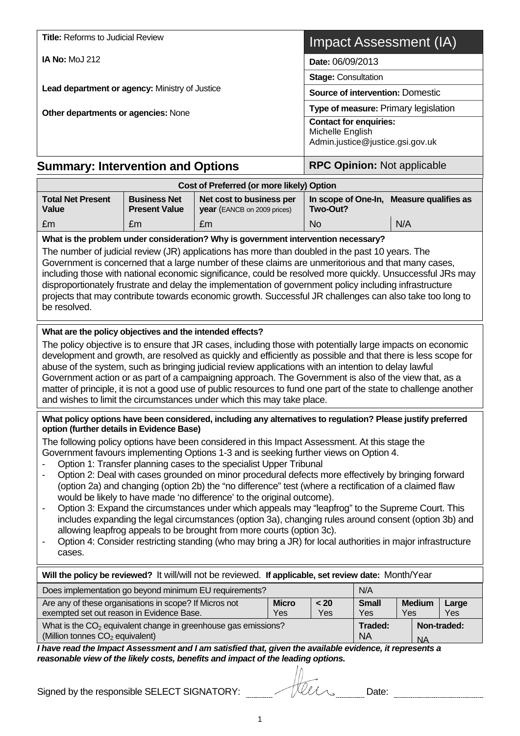| **Title:** Reforms to Judicial Review | Impact Assessment (IA) |
|---|---|
| **IA No:** MoJ 212 | **Date:** 06/09/2013 |
| | **Stage:** Consultation |
| **Lead department or agency:** Ministry of Justice | **Source of intervention:** Domestic |
| **Other departments or agencies:** None | **Type of measure:** Primary legislation |
| | **Contact for enquiries:** Michelle English Admin.justice@justice.gsi.gov.uk |

## Summary: Intervention and Options

**RPC Opinion:** Not applicable

| Cost of Preferred (or more likely) Option | | | | |
|---|---|---|---|---|
| **Total Net Present Value** | **Business Net Present Value** | **Net cost to business per year** (EANCB on 2009 prices) | **In scope of One-In, Two-Out?** | **Measure qualifies as** |
| £m | £m | £m | No | N/A |

**What is the problem under consideration? Why is government intervention necessary?**

The number of judicial review (JR) applications has more than doubled in the past 10 years. The Government is concerned that a large number of these claims are unmeritorious and that many cases, including those with national economic significance, could be resolved more quickly. Unsuccessful JRs may disproportionately frustrate and delay the implementation of government policy including infrastructure projects that may contribute towards economic growth. Successful JR challenges can also take too long to be resolved.

**What are the policy objectives and the intended effects?**

The policy objective is to ensure that JR cases, including those with potentially large impacts on economic development and growth, are resolved as quickly and efficiently as possible and that there is less scope for abuse of the system, such as bringing judicial review applications with an intention to delay lawful Government action or as part of a campaigning approach. The Government is also of the view that, as a matter of principle, it is not a good use of public resources to fund one part of the state to challenge another and wishes to limit the circumstances under which this may take place.

**What policy options have been considered, including any alternatives to regulation? Please justify preferred option (further details in Evidence Base)**

The following policy options have been considered in this Impact Assessment. At this stage the Government favours implementing Options 1-3 and is seeking further views on Option 4.

- Option 1: Transfer planning cases to the specialist Upper Tribunal
- Option 2: Deal with cases grounded on minor procedural defects more effectively by bringing forward (option 2a) and changing (option 2b) the "no difference" test (where a rectification of a claimed flaw would be likely to have made 'no difference' to the original outcome).
- Option 3: Expand the circumstances under which appeals may "leapfrog" to the Supreme Court. This includes expanding the legal circumstances (option 3a), changing rules around consent (option 3b) and allowing leapfrog appeals to be brought from more courts (option 3c).
- Option 4: Consider restricting standing (who may bring a JR) for local authorities in major infrastructure cases.

**Will the policy be reviewed?** It will/will not be reviewed. **If applicable, set review date:** Month/Year

| Does implementation go beyond minimum EU requirements? | | | N/A | | |
|---|---|---|---|---|---|
| Are any of these organisations in scope? If Micros not exempted set out reason in Evidence Base. | **Micro** Yes | **< 20** Yes | **Small** Yes | **Medium** Yes | **Large** Yes |
| What is the $CO_2$ equivalent change in greenhouse gas emissions? (Million tonnes $CO_2$ equivalent) | | | **Traded:** NA | **Non-traded:** NA | |

***I have read the Impact Assessment and I am satisfied that, given the available evidence, it represents a reasonable view of the likely costs, benefits and impact of the leading options.***

Signed by the responsible SELECT SIGNATORY: ____________ Date: ____________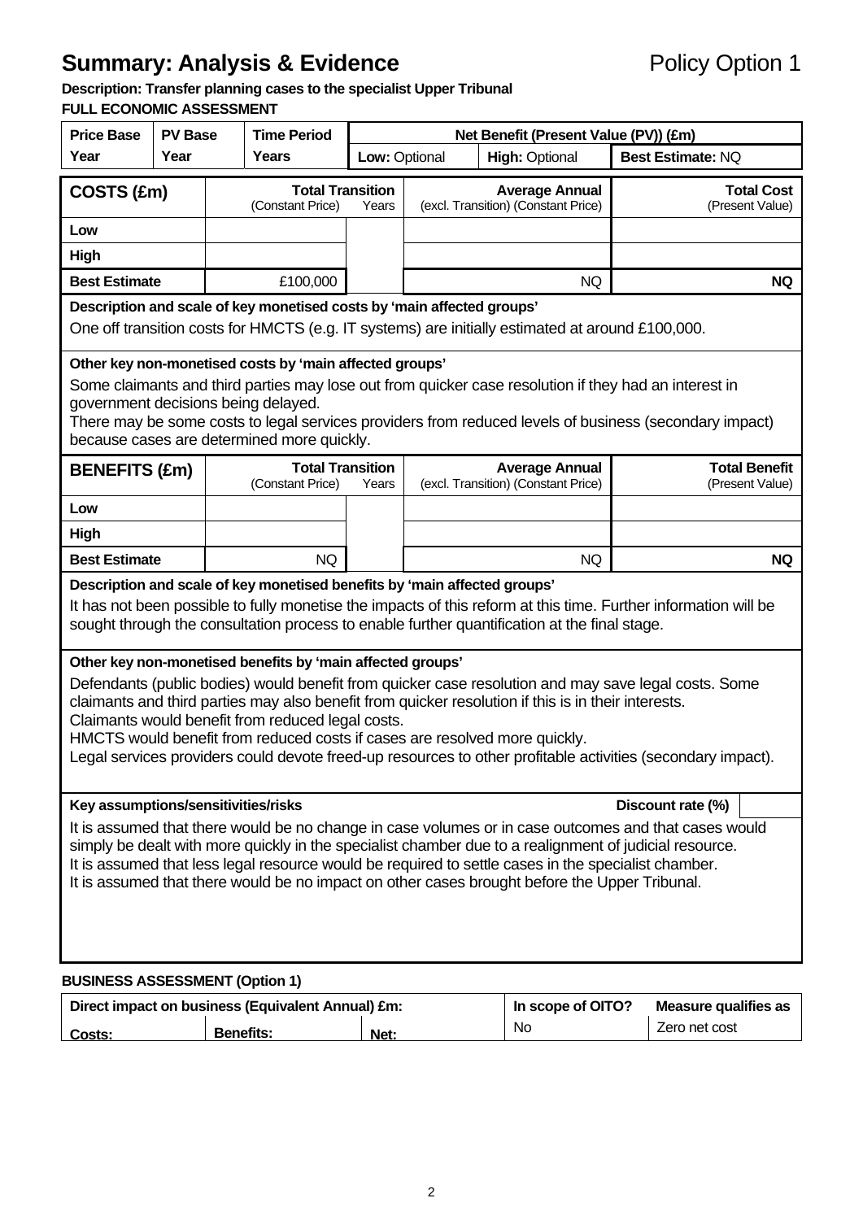# Summary: Analysis & Evidence

Policy Option 1

**Description: Transfer planning cases to the specialist Upper Tribunal**

**FULL ECONOMIC ASSESSMENT**

| Price Base Year | PV Base Year | Time Period Years | Net Benefit (Present Value (PV)) (£m) | | |
|---|---|---|---|---|---|
| | | | Low: Optional | High: Optional | Best Estimate: NQ |

| COSTS (£m) | Total Transition (Constant Price) | Years | Average Annual (excl. Transition) (Constant Price) | Total Cost (Present Value) |
|---|---|---|---|---|
| Low | | | | |
| High | | | | |
| Best Estimate | £100,000 | | NQ | NQ |

**Description and scale of key monetised costs by 'main affected groups'**

One off transition costs for HMCTS (e.g. IT systems) are initially estimated at around £100,000.

**Other key non-monetised costs by 'main affected groups'**

Some claimants and third parties may lose out from quicker case resolution if they had an interest in government decisions being delayed.
There may be some costs to legal services providers from reduced levels of business (secondary impact) because cases are determined more quickly.

| BENEFITS (£m) | Total Transition (Constant Price) | Years | Average Annual (excl. Transition) (Constant Price) | Total Benefit (Present Value) |
|---|---|---|---|---|
| Low | | | | |
| High | | | | |
| Best Estimate | NQ | | NQ | NQ |

**Description and scale of key monetised benefits by 'main affected groups'**

It has not been possible to fully monetise the impacts of this reform at this time. Further information will be sought through the consultation process to enable further quantification at the final stage.

**Other key non-monetised benefits by 'main affected groups'**

Defendants (public bodies) would benefit from quicker case resolution and may save legal costs. Some claimants and third parties may also benefit from quicker resolution if this is in their interests.
Claimants would benefit from reduced legal costs.
HMCTS would benefit from reduced costs if cases are resolved more quickly.
Legal services providers could devote freed-up resources to other profitable activities (secondary impact).

**Key assumptions/sensitivities/risks** | **Discount rate (%)** |

It is assumed that there would be no change in case volumes or in case outcomes and that cases would simply be dealt with more quickly in the specialist chamber due to a realignment of judicial resource.
It is assumed that less legal resource would be required to settle cases in the specialist chamber.
It is assumed that there would be no impact on other cases brought before the Upper Tribunal.

**BUSINESS ASSESSMENT (Option 1)**

| Direct impact on business (Equivalent Annual) £m: | | | In scope of OITO? | Measure qualifies as |
|---|---|---|---|---|
| Costs: | Benefits: | Net: | No | Zero net cost |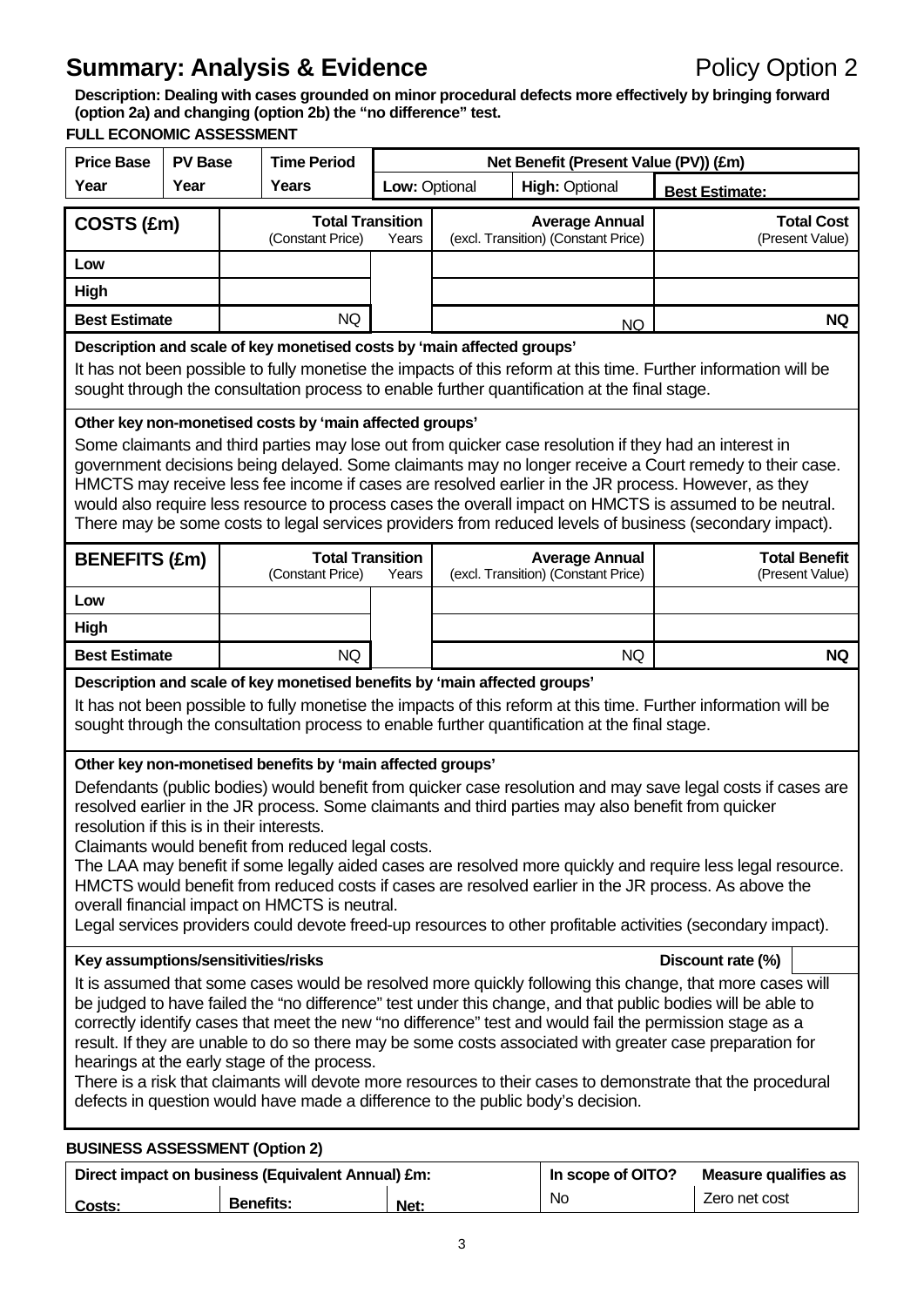# Summary: Analysis & Evidence

Policy Option 2

**Description: Dealing with cases grounded on minor procedural defects more effectively by bringing forward (option 2a) and changing (option 2b) the "no difference" test.**

**FULL ECONOMIC ASSESSMENT**

| Price Base Year | PV Base Year | Time Period Years | Net Benefit (Present Value (PV)) (£m) | | |
|---|---|---|---|---|---|
| | | | Low: Optional | High: Optional | Best Estimate: |

| COSTS (£m) | Total Transition (Constant Price) | Years | Average Annual (excl. Transition) (Constant Price) | Total Cost (Present Value) |
|---|---|---|---|---|
| Low | | | | |
| High | | | | |
| Best Estimate | NQ | | NQ | NQ |

**Description and scale of key monetised costs by 'main affected groups'**

It has not been possible to fully monetise the impacts of this reform at this time. Further information will be sought through the consultation process to enable further quantification at the final stage.

**Other key non-monetised costs by 'main affected groups'**

Some claimants and third parties may lose out from quicker case resolution if they had an interest in government decisions being delayed. Some claimants may no longer receive a Court remedy to their case. HMCTS may receive less fee income if cases are resolved earlier in the JR process. However, as they would also require less resource to process cases the overall impact on HMCTS is assumed to be neutral. There may be some costs to legal services providers from reduced levels of business (secondary impact).

| BENEFITS (£m) | Total Transition (Constant Price) | Years | Average Annual (excl. Transition) (Constant Price) | Total Benefit (Present Value) |
|---|---|---|---|---|
| Low | | | | |
| High | | | | |
| Best Estimate | NQ | | NQ | NQ |

**Description and scale of key monetised benefits by 'main affected groups'**

It has not been possible to fully monetise the impacts of this reform at this time. Further information will be sought through the consultation process to enable further quantification at the final stage.

**Other key non-monetised benefits by 'main affected groups'**

Defendants (public bodies) would benefit from quicker case resolution and may save legal costs if cases are resolved earlier in the JR process. Some claimants and third parties may also benefit from quicker resolution if this is in their interests.
Claimants would benefit from reduced legal costs.
The LAA may benefit if some legally aided cases are resolved more quickly and require less legal resource.
HMCTS would benefit from reduced costs if cases are resolved earlier in the JR process. As above the overall financial impact on HMCTS is neutral.
Legal services providers could devote freed-up resources to other profitable activities (secondary impact).

**Key assumptions/sensitivities/risks** — **Discount rate (%)**

It is assumed that some cases would be resolved more quickly following this change, that more cases will be judged to have failed the "no difference" test under this change, and that public bodies will be able to correctly identify cases that meet the new "no difference" test and would fail the permission stage as a result. If they are unable to do so there may be some costs associated with greater case preparation for hearings at the early stage of the process.
There is a risk that claimants will devote more resources to their cases to demonstrate that the procedural defects in question would have made a difference to the public body's decision.

**BUSINESS ASSESSMENT (Option 2)**

| Direct impact on business (Equivalent Annual) £m: | | | In scope of OITO? | Measure qualifies as |
|---|---|---|---|---|
| Costs: | Benefits: | Net: | No | Zero net cost |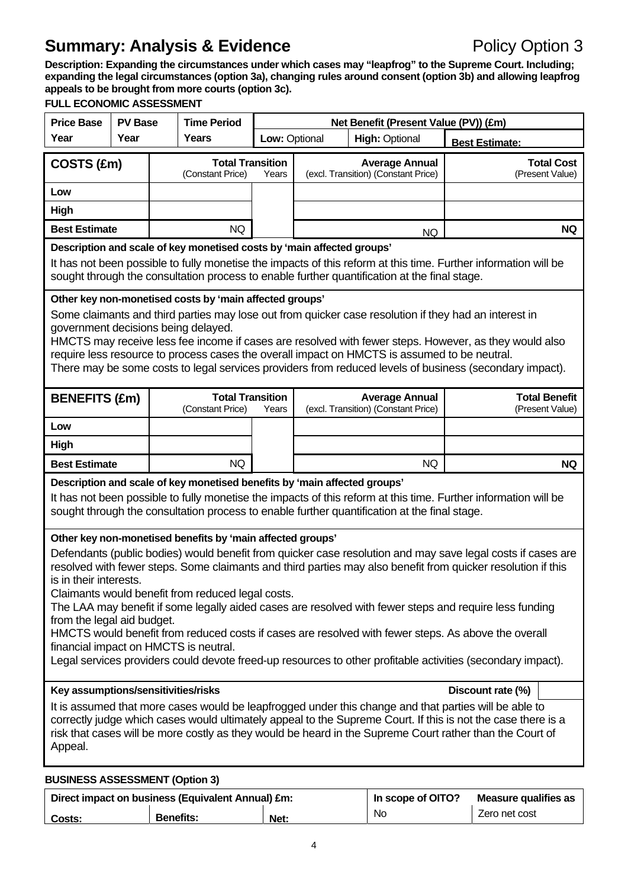# Summary: Analysis & Evidence

Policy Option 3

**Description: Expanding the circumstances under which cases may "leapfrog" to the Supreme Court. Including; expanding the legal circumstances (option 3a), changing rules around consent (option 3b) and allowing leapfrog appeals to be brought from more courts (option 3c).**

**FULL ECONOMIC ASSESSMENT**

| Price Base Year | PV Base Year | Time Period Years | Net Benefit (Present Value (PV)) (£m) | | |
|---|---|---|---|---|---|
| | | | Low: Optional | High: Optional | Best Estimate: |

| COSTS (£m) | Total Transition (Constant Price) | Years | Average Annual (excl. Transition) (Constant Price) | Total Cost (Present Value) |
|---|---|---|---|---|
| Low | | | | |
| High | | | | |
| Best Estimate | NQ | | NQ | NQ |

**Description and scale of key monetised costs by 'main affected groups'**

It has not been possible to fully monetise the impacts of this reform at this time. Further information will be sought through the consultation process to enable further quantification at the final stage.

**Other key non-monetised costs by 'main affected groups'**

Some claimants and third parties may lose out from quicker case resolution if they had an interest in government decisions being delayed.

HMCTS may receive less fee income if cases are resolved with fewer steps. However, as they would also require less resource to process cases the overall impact on HMCTS is assumed to be neutral.

There may be some costs to legal services providers from reduced levels of business (secondary impact).

| BENEFITS (£m) | Total Transition (Constant Price) | Years | Average Annual (excl. Transition) (Constant Price) | Total Benefit (Present Value) |
|---|---|---|---|---|
| Low | | | | |
| High | | | | |
| Best Estimate | NQ | | NQ | NQ |

**Description and scale of key monetised benefits by 'main affected groups'**

It has not been possible to fully monetise the impacts of this reform at this time. Further information will be sought through the consultation process to enable further quantification at the final stage.

**Other key non-monetised benefits by 'main affected groups'**

Defendants (public bodies) would benefit from quicker case resolution and may save legal costs if cases are resolved with fewer steps. Some claimants and third parties may also benefit from quicker resolution if this is in their interests.

Claimants would benefit from reduced legal costs.

The LAA may benefit if some legally aided cases are resolved with fewer steps and require less funding from the legal aid budget.

HMCTS would benefit from reduced costs if cases are resolved with fewer steps. As above the overall financial impact on HMCTS is neutral.

Legal services providers could devote freed-up resources to other profitable activities (secondary impact).

**Key assumptions/sensitivities/risks** — **Discount rate (%)**

It is assumed that more cases would be leapfrogged under this change and that parties will be able to correctly judge which cases would ultimately appeal to the Supreme Court. If this is not the case there is a risk that cases will be more costly as they would be heard in the Supreme Court rather than the Court of Appeal.

**BUSINESS ASSESSMENT (Option 3)**

| Direct impact on business (Equivalent Annual) £m: | | | In scope of OITO? | Measure qualifies as |
|---|---|---|---|---|
| Costs: | Benefits: | Net: | No | Zero net cost |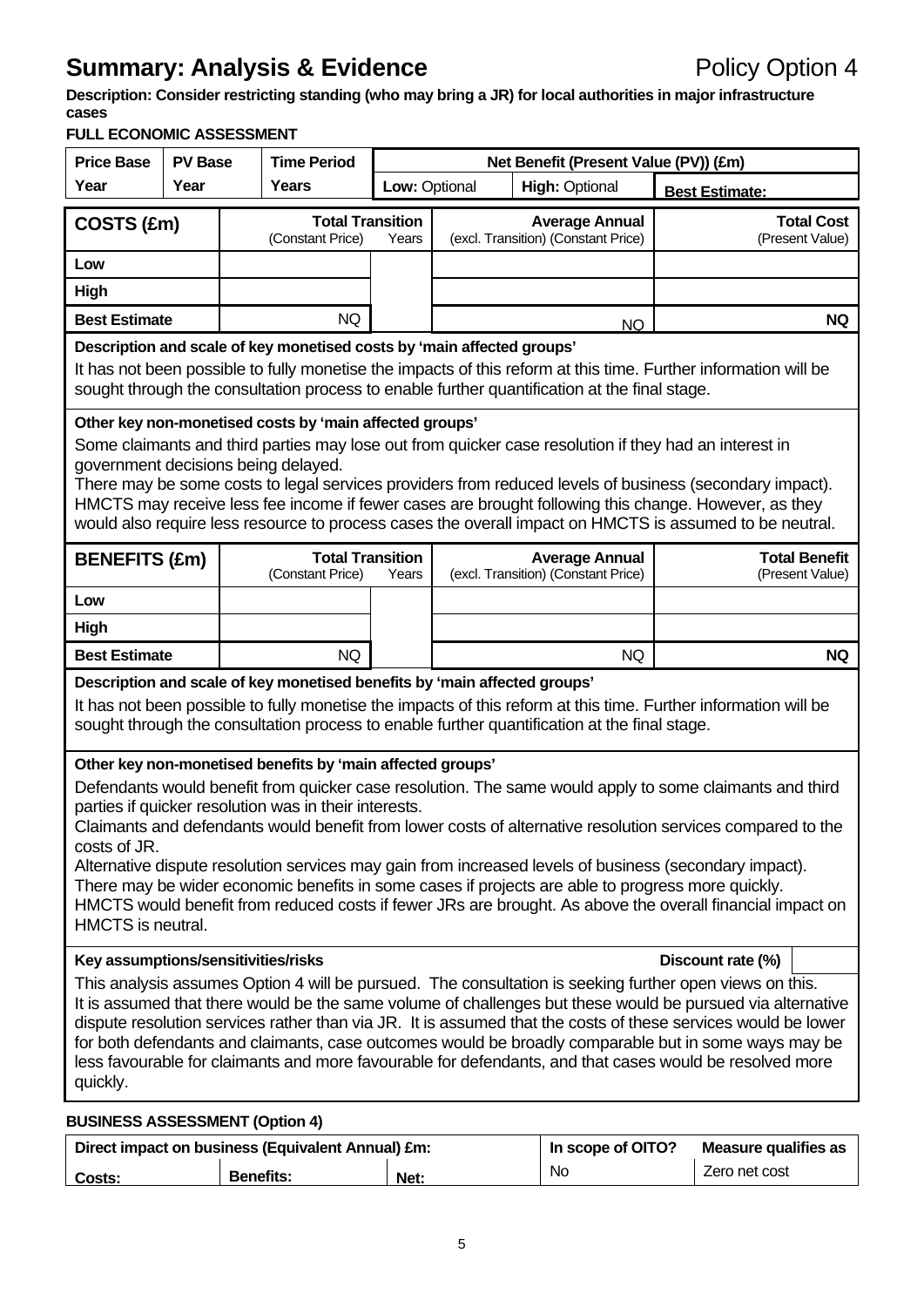# Summary: Analysis & Evidence

Policy Option 4

**Description: Consider restricting standing (who may bring a JR) for local authorities in major infrastructure cases**

**FULL ECONOMIC ASSESSMENT**

| Price Base Year | PV Base Year | Time Period Years | Net Benefit (Present Value (PV)) (£m) | | |
|---|---|---|---|---|---|
| | | | Low: Optional | High: Optional | Best Estimate: |

| COSTS (£m) | Total Transition (Constant Price) | Years | Average Annual (excl. Transition) (Constant Price) | Total Cost (Present Value) |
|---|---|---|---|---|
| Low | | | | |
| High | | | | |
| Best Estimate | NQ | | NQ | NQ |

**Description and scale of key monetised costs by 'main affected groups'**

It has not been possible to fully monetise the impacts of this reform at this time. Further information will be sought through the consultation process to enable further quantification at the final stage.

**Other key non-monetised costs by 'main affected groups'**

Some claimants and third parties may lose out from quicker case resolution if they had an interest in government decisions being delayed.
There may be some costs to legal services providers from reduced levels of business (secondary impact).
HMCTS may receive less fee income if fewer cases are brought following this change. However, as they would also require less resource to process cases the overall impact on HMCTS is assumed to be neutral.

| BENEFITS (£m) | Total Transition (Constant Price) | Years | Average Annual (excl. Transition) (Constant Price) | Total Benefit (Present Value) |
|---|---|---|---|---|
| Low | | | | |
| High | | | | |
| Best Estimate | NQ | | NQ | NQ |

**Description and scale of key monetised benefits by 'main affected groups'**

It has not been possible to fully monetise the impacts of this reform at this time. Further information will be sought through the consultation process to enable further quantification at the final stage.

**Other key non-monetised benefits by 'main affected groups'**

Defendants would benefit from quicker case resolution. The same would apply to some claimants and third parties if quicker resolution was in their interests.
Claimants and defendants would benefit from lower costs of alternative resolution services compared to the costs of JR.
Alternative dispute resolution services may gain from increased levels of business (secondary impact).
There may be wider economic benefits in some cases if projects are able to progress more quickly.
HMCTS would benefit from reduced costs if fewer JRs are brought. As above the overall financial impact on HMCTS is neutral.

**Key assumptions/sensitivities/risks** — **Discount rate (%)**

This analysis assumes Option 4 will be pursued. The consultation is seeking further open views on this.
It is assumed that there would be the same volume of challenges but these would be pursued via alternative dispute resolution services rather than via JR. It is assumed that the costs of these services would be lower for both defendants and claimants, case outcomes would be broadly comparable but in some ways may be less favourable for claimants and more favourable for defendants, and that cases would be resolved more quickly.

**BUSINESS ASSESSMENT (Option 4)**

| Direct impact on business (Equivalent Annual) £m: | | | In scope of OITO? | Measure qualifies as |
|---|---|---|---|---|
| Costs: | Benefits: | Net: | No | Zero net cost |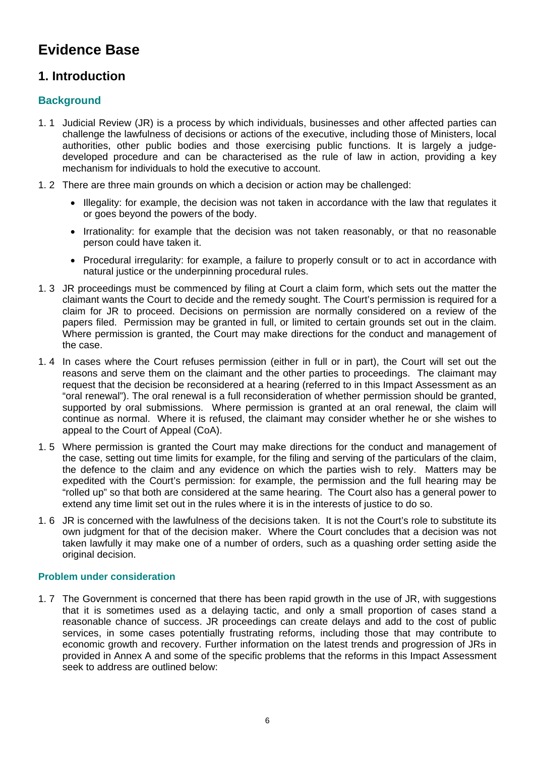# Evidence Base

## 1. Introduction

### Background

1. 1 Judicial Review (JR) is a process by which individuals, businesses and other affected parties can challenge the lawfulness of decisions or actions of the executive, including those of Ministers, local authorities, other public bodies and those exercising public functions. It is largely a judge-developed procedure and can be characterised as the rule of law in action, providing a key mechanism for individuals to hold the executive to account.

1. 2 There are three main grounds on which a decision or action may be challenged:

- Illegality: for example, the decision was not taken in accordance with the law that regulates it or goes beyond the powers of the body.
- Irrationality: for example that the decision was not taken reasonably, or that no reasonable person could have taken it.
- Procedural irregularity: for example, a failure to properly consult or to act in accordance with natural justice or the underpinning procedural rules.

1. 3 JR proceedings must be commenced by filing at Court a claim form, which sets out the matter the claimant wants the Court to decide and the remedy sought. The Court's permission is required for a claim for JR to proceed. Decisions on permission are normally considered on a review of the papers filed. Permission may be granted in full, or limited to certain grounds set out in the claim. Where permission is granted, the Court may make directions for the conduct and management of the case.

1. 4 In cases where the Court refuses permission (either in full or in part), the Court will set out the reasons and serve them on the claimant and the other parties to proceedings. The claimant may request that the decision be reconsidered at a hearing (referred to in this Impact Assessment as an "oral renewal"). The oral renewal is a full reconsideration of whether permission should be granted, supported by oral submissions. Where permission is granted at an oral renewal, the claim will continue as normal. Where it is refused, the claimant may consider whether he or she wishes to appeal to the Court of Appeal (CoA).

1. 5 Where permission is granted the Court may make directions for the conduct and management of the case, setting out time limits for example, for the filing and serving of the particulars of the claim, the defence to the claim and any evidence on which the parties wish to rely. Matters may be expedited with the Court's permission: for example, the permission and the full hearing may be "rolled up" so that both are considered at the same hearing. The Court also has a general power to extend any time limit set out in the rules where it is in the interests of justice to do so.

1. 6 JR is concerned with the lawfulness of the decisions taken. It is not the Court's role to substitute its own judgment for that of the decision maker. Where the Court concludes that a decision was not taken lawfully it may make one of a number of orders, such as a quashing order setting aside the original decision.

### Problem under consideration

1. 7 The Government is concerned that there has been rapid growth in the use of JR, with suggestions that it is sometimes used as a delaying tactic, and only a small proportion of cases stand a reasonable chance of success. JR proceedings can create delays and add to the cost of public services, in some cases potentially frustrating reforms, including those that may contribute to economic growth and recovery. Further information on the latest trends and progression of JRs in provided in Annex A and some of the specific problems that the reforms in this Impact Assessment seek to address are outlined below: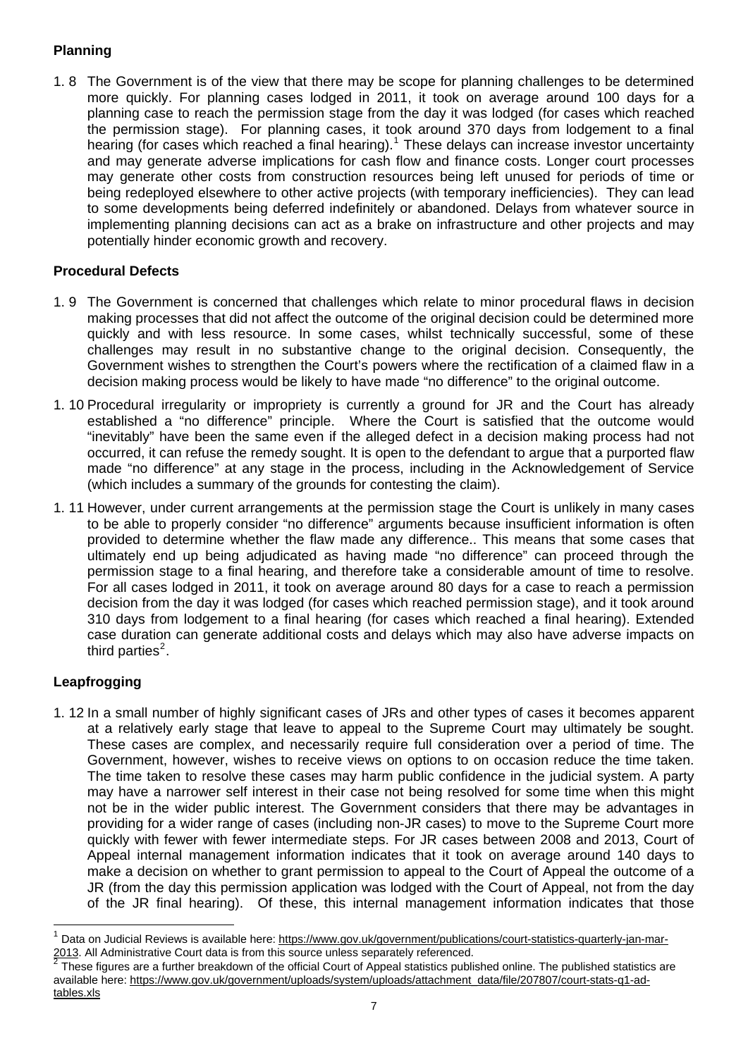## Planning

1.8 The Government is of the view that there may be scope for planning challenges to be determined more quickly. For planning cases lodged in 2011, it took on average around 100 days for a planning case to reach the permission stage from the day it was lodged (for cases which reached the permission stage). For planning cases, it took around 370 days from lodgement to a final hearing (for cases which reached a final hearing).[1] These delays can increase investor uncertainty and may generate adverse implications for cash flow and finance costs. Longer court processes may generate other costs from construction resources being left unused for periods of time or being redeployed elsewhere to other active projects (with temporary inefficiencies). They can lead to some developments being deferred indefinitely or abandoned. Delays from whatever source in implementing planning decisions can act as a brake on infrastructure and other projects and may potentially hinder economic growth and recovery.

## Procedural Defects

1.9 The Government is concerned that challenges which relate to minor procedural flaws in decision making processes that did not affect the outcome of the original decision could be determined more quickly and with less resource. In some cases, whilst technically successful, some of these challenges may result in no substantive change to the original decision. Consequently, the Government wishes to strengthen the Court's powers where the rectification of a claimed flaw in a decision making process would be likely to have made "no difference" to the original outcome.

1.10 Procedural irregularity or impropriety is currently a ground for JR and the Court has already established a "no difference" principle. Where the Court is satisfied that the outcome would "inevitably" have been the same even if the alleged defect in a decision making process had not occurred, it can refuse the remedy sought. It is open to the defendant to argue that a purported flaw made "no difference" at any stage in the process, including in the Acknowledgement of Service (which includes a summary of the grounds for contesting the claim).

1.11 However, under current arrangements at the permission stage the Court is unlikely in many cases to be able to properly consider "no difference" arguments because insufficient information is often provided to determine whether the flaw made any difference.. This means that some cases that ultimately end up being adjudicated as having made "no difference" can proceed through the permission stage to a final hearing, and therefore take a considerable amount of time to resolve. For all cases lodged in 2011, it took on average around 80 days for a case to reach a permission decision from the day it was lodged (for cases which reached permission stage), and it took around 310 days from lodgement to a final hearing (for cases which reached a final hearing). Extended case duration can generate additional costs and delays which may also have adverse impacts on third parties[2].

## Leapfrogging

1.12 In a small number of highly significant cases of JRs and other types of cases it becomes apparent at a relatively early stage that leave to appeal to the Supreme Court may ultimately be sought. These cases are complex, and necessarily require full consideration over a period of time. The Government, however, wishes to receive views on options to on occasion reduce the time taken. The time taken to resolve these cases may harm public confidence in the judicial system. A party may have a narrower self interest in their case not being resolved for some time when this might not be in the wider public interest. The Government considers that there may be advantages in providing for a wider range of cases (including non-JR cases) to move to the Supreme Court more quickly with fewer with fewer intermediate steps. For JR cases between 2008 and 2013, Court of Appeal internal management information indicates that it took on average around 140 days to make a decision on whether to grant permission to appeal to the Court of Appeal the outcome of a JR (from the day this permission application was lodged with the Court of Appeal, not from the day of the JR final hearing). Of these, this internal management information indicates that those

---

[1] Data on Judicial Reviews is available here: https://www.gov.uk/government/publications/court-statistics-quarterly-jan-mar-2013. All Administrative Court data is from this source unless separately referenced.

[2] These figures are a further breakdown of the official Court of Appeal statistics published online. The published statistics are available here: https://www.gov.uk/government/uploads/system/uploads/attachment_data/file/207807/court-stats-q1-ad-tables.xls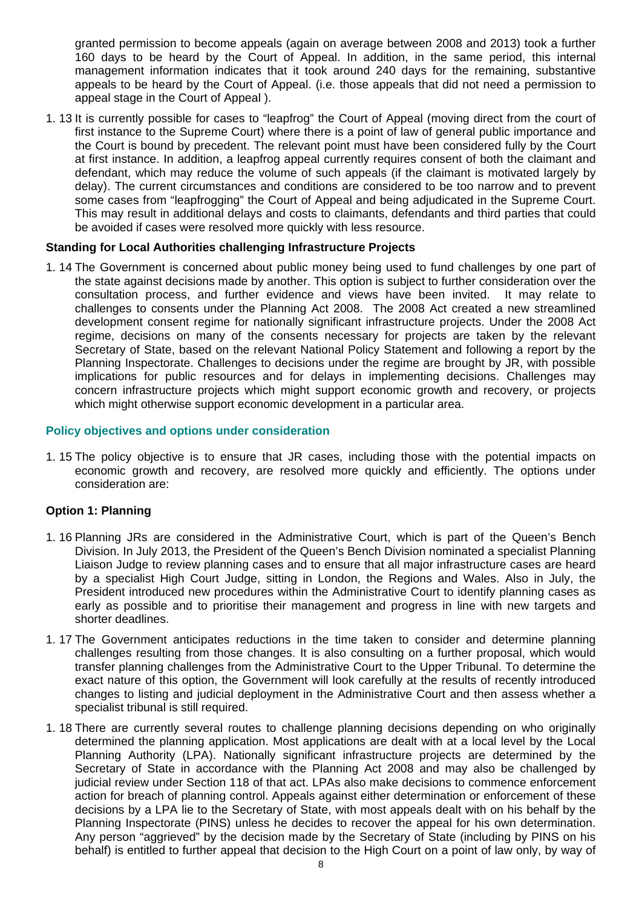granted permission to become appeals (again on average between 2008 and 2013) took a further 160 days to be heard by the Court of Appeal. In addition, in the same period, this internal management information indicates that it took around 240 days for the remaining, substantive appeals to be heard by the Court of Appeal. (i.e. those appeals that did not need a permission to appeal stage in the Court of Appeal ).

1. 13 It is currently possible for cases to "leapfrog" the Court of Appeal (moving direct from the court of first instance to the Supreme Court) where there is a point of law of general public importance and the Court is bound by precedent. The relevant point must have been considered fully by the Court at first instance. In addition, a leapfrog appeal currently requires consent of both the claimant and defendant, which may reduce the volume of such appeals (if the claimant is motivated largely by delay). The current circumstances and conditions are considered to be too narrow and to prevent some cases from "leapfrogging" the Court of Appeal and being adjudicated in the Supreme Court. This may result in additional delays and costs to claimants, defendants and third parties that could be avoided if cases were resolved more quickly with less resource.

**Standing for Local Authorities challenging Infrastructure Projects**

1. 14 The Government is concerned about public money being used to fund challenges by one part of the state against decisions made by another. This option is subject to further consideration over the consultation process, and further evidence and views have been invited. It may relate to challenges to consents under the Planning Act 2008. The 2008 Act created a new streamlined development consent regime for nationally significant infrastructure projects. Under the 2008 Act regime, decisions on many of the consents necessary for projects are taken by the relevant Secretary of State, based on the relevant National Policy Statement and following a report by the Planning Inspectorate. Challenges to decisions under the regime are brought by JR, with possible implications for public resources and for delays in implementing decisions. Challenges may concern infrastructure projects which might support economic growth and recovery, or projects which might otherwise support economic development in a particular area.

## Policy objectives and options under consideration

1. 15 The policy objective is to ensure that JR cases, including those with the potential impacts on economic growth and recovery, are resolved more quickly and efficiently. The options under consideration are:

**Option 1: Planning**

1. 16 Planning JRs are considered in the Administrative Court, which is part of the Queen's Bench Division. In July 2013, the President of the Queen's Bench Division nominated a specialist Planning Liaison Judge to review planning cases and to ensure that all major infrastructure cases are heard by a specialist High Court Judge, sitting in London, the Regions and Wales. Also in July, the President introduced new procedures within the Administrative Court to identify planning cases as early as possible and to prioritise their management and progress in line with new targets and shorter deadlines.

1. 17 The Government anticipates reductions in the time taken to consider and determine planning challenges resulting from those changes. It is also consulting on a further proposal, which would transfer planning challenges from the Administrative Court to the Upper Tribunal. To determine the exact nature of this option, the Government will look carefully at the results of recently introduced changes to listing and judicial deployment in the Administrative Court and then assess whether a specialist tribunal is still required.

1. 18 There are currently several routes to challenge planning decisions depending on who originally determined the planning application. Most applications are dealt with at a local level by the Local Planning Authority (LPA). Nationally significant infrastructure projects are determined by the Secretary of State in accordance with the Planning Act 2008 and may also be challenged by judicial review under Section 118 of that act. LPAs also make decisions to commence enforcement action for breach of planning control. Appeals against either determination or enforcement of these decisions by a LPA lie to the Secretary of State, with most appeals dealt with on his behalf by the Planning Inspectorate (PINS) unless he decides to recover the appeal for his own determination. Any person "aggrieved" by the decision made by the Secretary of State (including by PINS on his behalf) is entitled to further appeal that decision to the High Court on a point of law only, by way of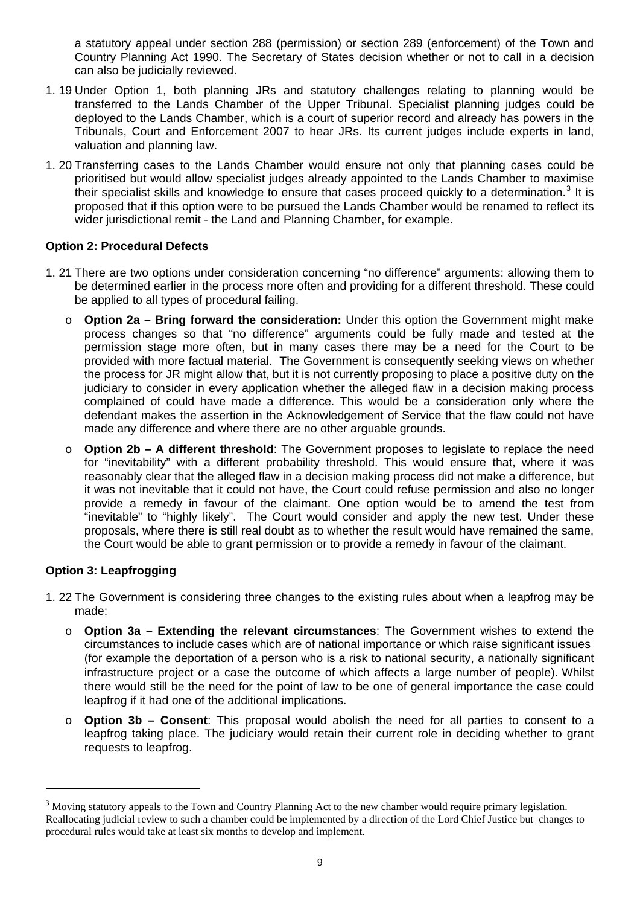a statutory appeal under section 288 (permission) or section 289 (enforcement) of the Town and Country Planning Act 1990. The Secretary of States decision whether or not to call in a decision can also be judicially reviewed.

1. 19 Under Option 1, both planning JRs and statutory challenges relating to planning would be transferred to the Lands Chamber of the Upper Tribunal. Specialist planning judges could be deployed to the Lands Chamber, which is a court of superior record and already has powers in the Tribunals, Court and Enforcement 2007 to hear JRs. Its current judges include experts in land, valuation and planning law.

1. 20 Transferring cases to the Lands Chamber would ensure not only that planning cases could be prioritised but would allow specialist judges already appointed to the Lands Chamber to maximise their specialist skills and knowledge to ensure that cases proceed quickly to a determination.[3] It is proposed that if this option were to be pursued the Lands Chamber would be renamed to reflect its wider jurisdictional remit - the Land and Planning Chamber, for example.

**Option 2: Procedural Defects**

1. 21 There are two options under consideration concerning "no difference" arguments: allowing them to be determined earlier in the process more often and providing for a different threshold. These could be applied to all types of procedural failing.

   - **Option 2a – Bring forward the consideration:** Under this option the Government might make process changes so that "no difference" arguments could be fully made and tested at the permission stage more often, but in many cases there may be a need for the Court to be provided with more factual material. The Government is consequently seeking views on whether the process for JR might allow that, but it is not currently proposing to place a positive duty on the judiciary to consider in every application whether the alleged flaw in a decision making process complained of could have made a difference. This would be a consideration only where the defendant makes the assertion in the Acknowledgement of Service that the flaw could not have made any difference and where there are no other arguable grounds.
   - **Option 2b – A different threshold**: The Government proposes to legislate to replace the need for "inevitability" with a different probability threshold. This would ensure that, where it was reasonably clear that the alleged flaw in a decision making process did not make a difference, but it was not inevitable that it could not have, the Court could refuse permission and also no longer provide a remedy in favour of the claimant. One option would be to amend the test from "inevitable" to "highly likely". The Court would consider and apply the new test. Under these proposals, where there is still real doubt as to whether the result would have remained the same, the Court would be able to grant permission or to provide a remedy in favour of the claimant.

**Option 3: Leapfrogging**

1. 22 The Government is considering three changes to the existing rules about when a leapfrog may be made:

   - **Option 3a – Extending the relevant circumstances**: The Government wishes to extend the circumstances to include cases which are of national importance or which raise significant issues (for example the deportation of a person who is a risk to national security, a nationally significant infrastructure project or a case the outcome of which affects a large number of people). Whilst there would still be the need for the point of law to be one of general importance the case could leapfrog if it had one of the additional implications.
   - **Option 3b – Consent**: This proposal would abolish the need for all parties to consent to a leapfrog taking place. The judiciary would retain their current role in deciding whether to grant requests to leapfrog.

---

[3] Moving statutory appeals to the Town and Country Planning Act to the new chamber would require primary legislation. Reallocating judicial review to such a chamber could be implemented by a direction of the Lord Chief Justice but changes to procedural rules would take at least six months to develop and implement.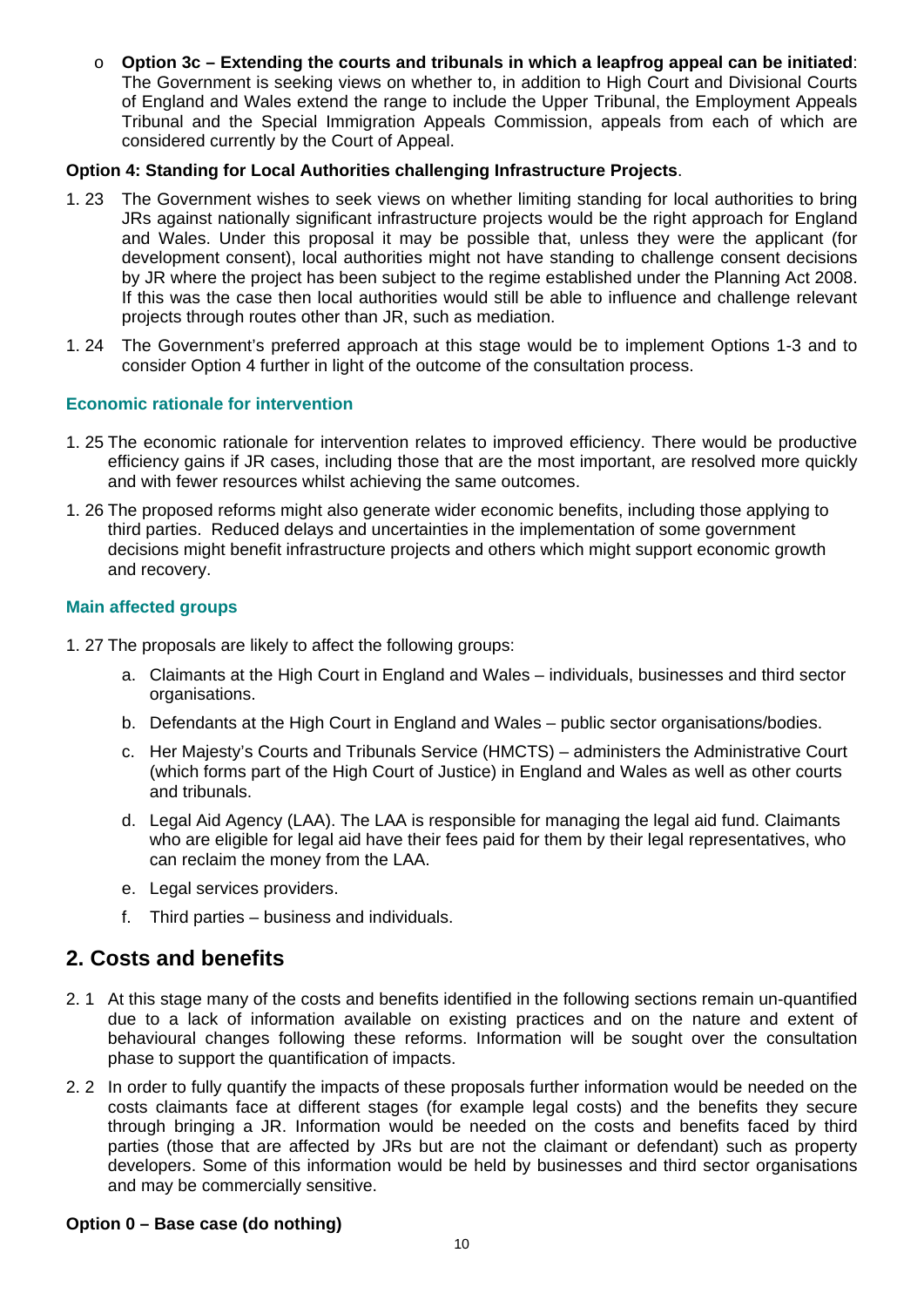- **Option 3c – Extending the courts and tribunals in which a leapfrog appeal can be initiated**: The Government is seeking views on whether to, in addition to High Court and Divisional Courts of England and Wales extend the range to include the Upper Tribunal, the Employment Appeals Tribunal and the Special Immigration Appeals Commission, appeals from each of which are considered currently by the Court of Appeal.

**Option 4: Standing for Local Authorities challenging Infrastructure Projects**.

1. 23 The Government wishes to seek views on whether limiting standing for local authorities to bring JRs against nationally significant infrastructure projects would be the right approach for England and Wales. Under this proposal it may be possible that, unless they were the applicant (for development consent), local authorities might not have standing to challenge consent decisions by JR where the project has been subject to the regime established under the Planning Act 2008. If this was the case then local authorities would still be able to influence and challenge relevant projects through routes other than JR, such as mediation.

1. 24 The Government's preferred approach at this stage would be to implement Options 1-3 and to consider Option 4 further in light of the outcome of the consultation process.

### Economic rationale for intervention

1. 25 The economic rationale for intervention relates to improved efficiency. There would be productive efficiency gains if JR cases, including those that are the most important, are resolved more quickly and with fewer resources whilst achieving the same outcomes.

1. 26 The proposed reforms might also generate wider economic benefits, including those applying to third parties. Reduced delays and uncertainties in the implementation of some government decisions might benefit infrastructure projects and others which might support economic growth and recovery.

### Main affected groups

1. 27 The proposals are likely to affect the following groups:

   a. Claimants at the High Court in England and Wales – individuals, businesses and third sector organisations.

   b. Defendants at the High Court in England and Wales – public sector organisations/bodies.

   c. Her Majesty's Courts and Tribunals Service (HMCTS) – administers the Administrative Court (which forms part of the High Court of Justice) in England and Wales as well as other courts and tribunals.

   d. Legal Aid Agency (LAA). The LAA is responsible for managing the legal aid fund. Claimants who are eligible for legal aid have their fees paid for them by their legal representatives, who can reclaim the money from the LAA.

   e. Legal services providers.

   f. Third parties – business and individuals.

## 2. Costs and benefits

2. 1 At this stage many of the costs and benefits identified in the following sections remain un-quantified due to a lack of information available on existing practices and on the nature and extent of behavioural changes following these reforms. Information will be sought over the consultation phase to support the quantification of impacts.

2. 2 In order to fully quantify the impacts of these proposals further information would be needed on the costs claimants face at different stages (for example legal costs) and the benefits they secure through bringing a JR. Information would be needed on the costs and benefits faced by third parties (those that are affected by JRs but are not the claimant or defendant) such as property developers. Some of this information would be held by businesses and third sector organisations and may be commercially sensitive.

**Option 0 – Base case (do nothing)**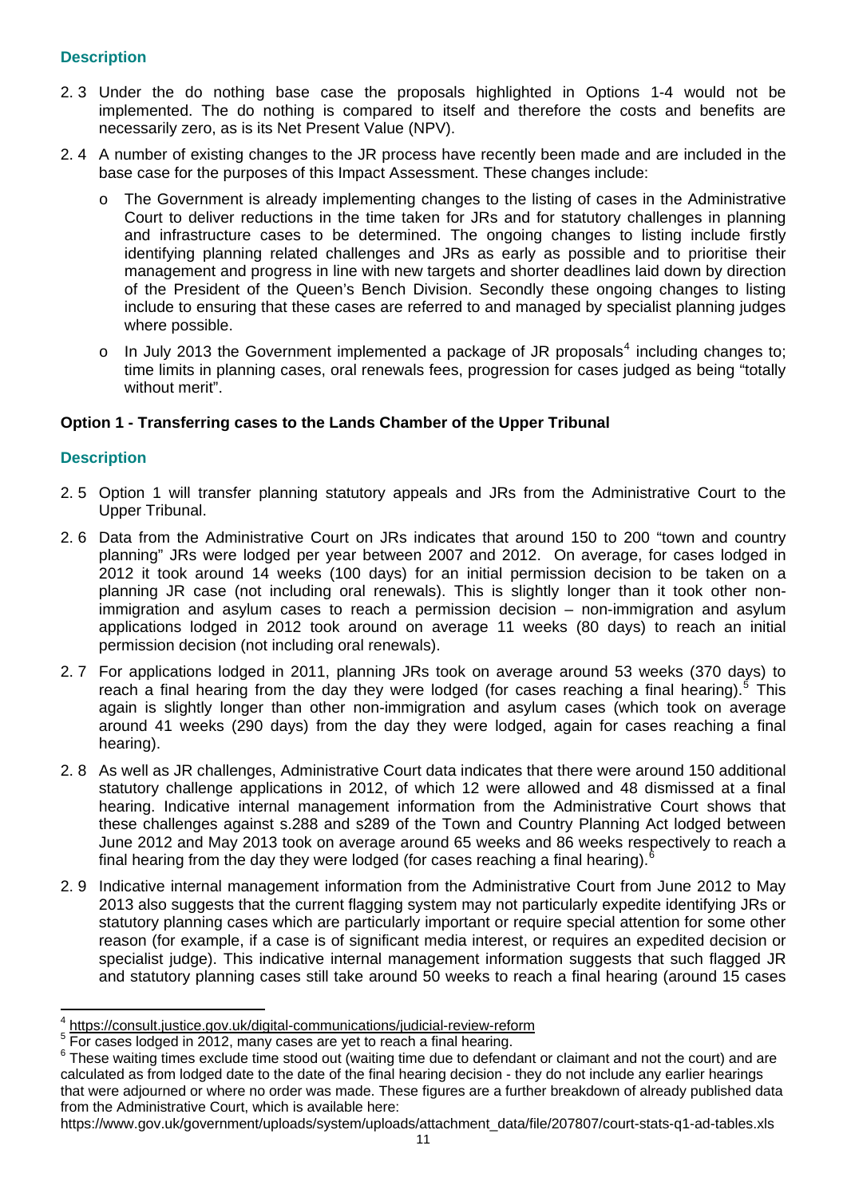### Description

2.3 Under the do nothing base case the proposals highlighted in Options 1-4 would not be implemented. The do nothing is compared to itself and therefore the costs and benefits are necessarily zero, as is its Net Present Value (NPV).

2.4 A number of existing changes to the JR process have recently been made and are included in the base case for the purposes of this Impact Assessment. These changes include:

- The Government is already implementing changes to the listing of cases in the Administrative Court to deliver reductions in the time taken for JRs and for statutory challenges in planning and infrastructure cases to be determined. The ongoing changes to listing include firstly identifying planning related challenges and JRs as early as possible and to prioritise their management and progress in line with new targets and shorter deadlines laid down by direction of the President of the Queen's Bench Division. Secondly these ongoing changes to listing include to ensuring that these cases are referred to and managed by specialist planning judges where possible.
- In July 2013 the Government implemented a package of JR proposals[4] including changes to; time limits in planning cases, oral renewals fees, progression for cases judged as being "totally without merit".

### Option 1 - Transferring cases to the Lands Chamber of the Upper Tribunal

### Description

2.5 Option 1 will transfer planning statutory appeals and JRs from the Administrative Court to the Upper Tribunal.

2.6 Data from the Administrative Court on JRs indicates that around 150 to 200 "town and country planning" JRs were lodged per year between 2007 and 2012. On average, for cases lodged in 2012 it took around 14 weeks (100 days) for an initial permission decision to be taken on a planning JR case (not including oral renewals). This is slightly longer than it took other non-immigration and asylum cases to reach a permission decision – non-immigration and asylum applications lodged in 2012 took around on average 11 weeks (80 days) to reach an initial permission decision (not including oral renewals).

2.7 For applications lodged in 2011, planning JRs took on average around 53 weeks (370 days) to reach a final hearing from the day they were lodged (for cases reaching a final hearing).[5] This again is slightly longer than other non-immigration and asylum cases (which took on average around 41 weeks (290 days) from the day they were lodged, again for cases reaching a final hearing).

2.8 As well as JR challenges, Administrative Court data indicates that there were around 150 additional statutory challenge applications in 2012, of which 12 were allowed and 48 dismissed at a final hearing. Indicative internal management information from the Administrative Court shows that these challenges against s.288 and s289 of the Town and Country Planning Act lodged between June 2012 and May 2013 took on average around 65 weeks and 86 weeks respectively to reach a final hearing from the day they were lodged (for cases reaching a final hearing).[6]

2.9 Indicative internal management information from the Administrative Court from June 2012 to May 2013 also suggests that the current flagging system may not particularly expedite identifying JRs or statutory planning cases which are particularly important or require special attention for some other reason (for example, if a case is of significant media interest, or requires an expedited decision or specialist judge). This indicative internal management information suggests that such flagged JR and statutory planning cases still take around 50 weeks to reach a final hearing (around 15 cases

---

[4] https://consult.justice.gov.uk/digital-communications/judicial-review-reform

[5] For cases lodged in 2012, many cases are yet to reach a final hearing.

[6] These waiting times exclude time stood out (waiting time due to defendant or claimant and not the court) and are calculated as from lodged date to the date of the final hearing decision - they do not include any earlier hearings that were adjourned or where no order was made. These figures are a further breakdown of already published data from the Administrative Court, which is available here: https://www.gov.uk/government/uploads/system/uploads/attachment_data/file/207807/court-stats-q1-ad-tables.xls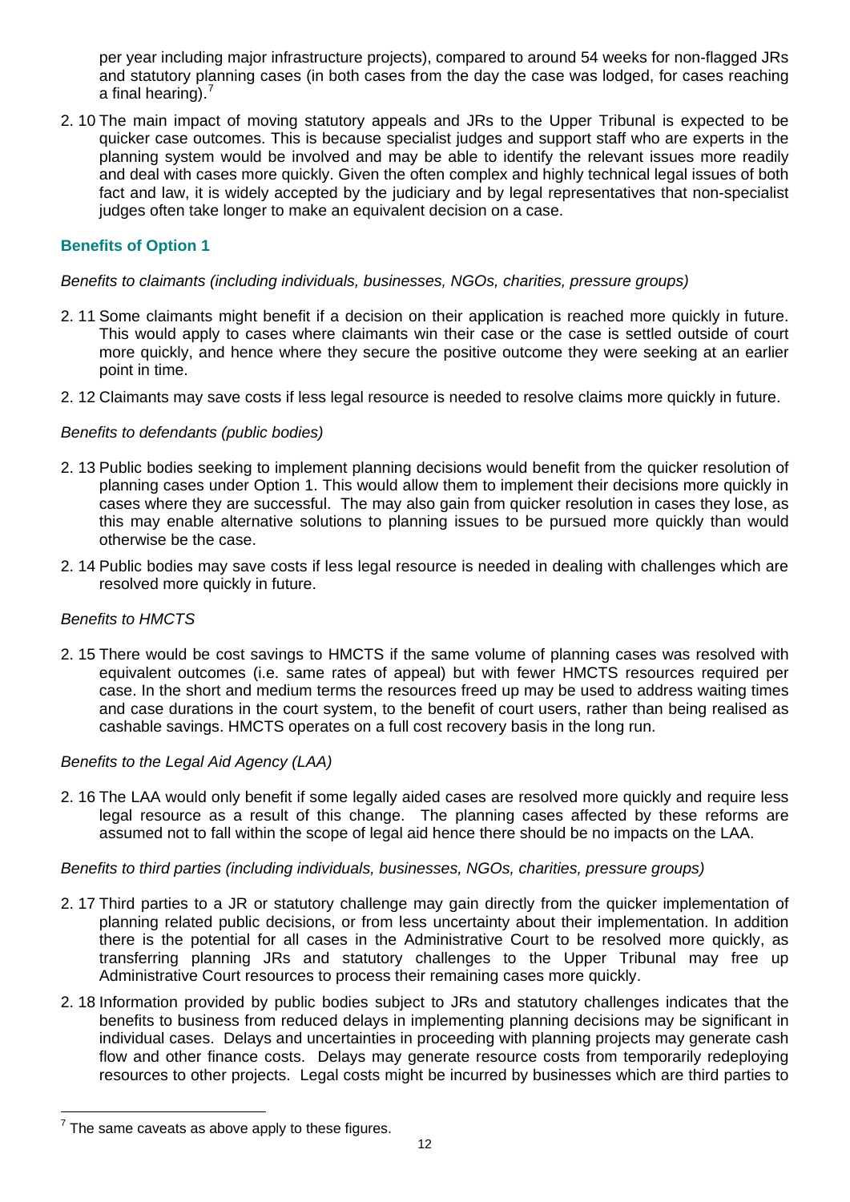per year including major infrastructure projects), compared to around 54 weeks for non-flagged JRs and statutory planning cases (in both cases from the day the case was lodged, for cases reaching a final hearing).[7]

2. 10 The main impact of moving statutory appeals and JRs to the Upper Tribunal is expected to be quicker case outcomes. This is because specialist judges and support staff who are experts in the planning system would be involved and may be able to identify the relevant issues more readily and deal with cases more quickly. Given the often complex and highly technical legal issues of both fact and law, it is widely accepted by the judiciary and by legal representatives that non-specialist judges often take longer to make an equivalent decision on a case.

### Benefits of Option 1

*Benefits to claimants (including individuals, businesses, NGOs, charities, pressure groups)*

2. 11 Some claimants might benefit if a decision on their application is reached more quickly in future. This would apply to cases where claimants win their case or the case is settled outside of court more quickly, and hence where they secure the positive outcome they were seeking at an earlier point in time.

2. 12 Claimants may save costs if less legal resource is needed to resolve claims more quickly in future.

*Benefits to defendants (public bodies)*

2. 13 Public bodies seeking to implement planning decisions would benefit from the quicker resolution of planning cases under Option 1. This would allow them to implement their decisions more quickly in cases where they are successful. The may also gain from quicker resolution in cases they lose, as this may enable alternative solutions to planning issues to be pursued more quickly than would otherwise be the case.

2. 14 Public bodies may save costs if less legal resource is needed in dealing with challenges which are resolved more quickly in future.

*Benefits to HMCTS*

2. 15 There would be cost savings to HMCTS if the same volume of planning cases was resolved with equivalent outcomes (i.e. same rates of appeal) but with fewer HMCTS resources required per case. In the short and medium terms the resources freed up may be used to address waiting times and case durations in the court system, to the benefit of court users, rather than being realised as cashable savings. HMCTS operates on a full cost recovery basis in the long run.

*Benefits to the Legal Aid Agency (LAA)*

2. 16 The LAA would only benefit if some legally aided cases are resolved more quickly and require less legal resource as a result of this change. The planning cases affected by these reforms are assumed not to fall within the scope of legal aid hence there should be no impacts on the LAA.

*Benefits to third parties (including individuals, businesses, NGOs, charities, pressure groups)*

2. 17 Third parties to a JR or statutory challenge may gain directly from the quicker implementation of planning related public decisions, or from less uncertainty about their implementation. In addition there is the potential for all cases in the Administrative Court to be resolved more quickly, as transferring planning JRs and statutory challenges to the Upper Tribunal may free up Administrative Court resources to process their remaining cases more quickly.

2. 18 Information provided by public bodies subject to JRs and statutory challenges indicates that the benefits to business from reduced delays in implementing planning decisions may be significant in individual cases. Delays and uncertainties in proceeding with planning projects may generate cash flow and other finance costs. Delays may generate resource costs from temporarily redeploying resources to other projects. Legal costs might be incurred by businesses which are third parties to

[7] The same caveats as above apply to these figures.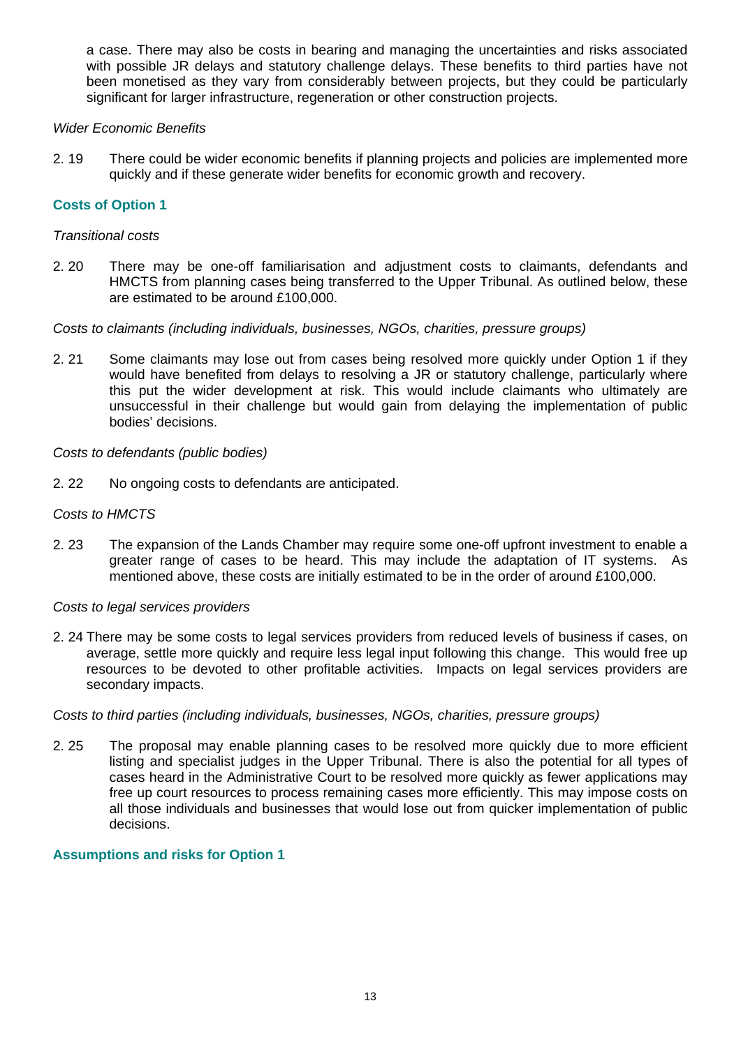a case. There may also be costs in bearing and managing the uncertainties and risks associated with possible JR delays and statutory challenge delays. These benefits to third parties have not been monetised as they vary from considerably between projects, but they could be particularly significant for larger infrastructure, regeneration or other construction projects.

*Wider Economic Benefits*

2. 19 There could be wider economic benefits if planning projects and policies are implemented more quickly and if these generate wider benefits for economic growth and recovery.

### Costs of Option 1

*Transitional costs*

2. 20 There may be one-off familiarisation and adjustment costs to claimants, defendants and HMCTS from planning cases being transferred to the Upper Tribunal. As outlined below, these are estimated to be around £100,000.

*Costs to claimants (including individuals, businesses, NGOs, charities, pressure groups)*

2. 21 Some claimants may lose out from cases being resolved more quickly under Option 1 if they would have benefited from delays to resolving a JR or statutory challenge, particularly where this put the wider development at risk. This would include claimants who ultimately are unsuccessful in their challenge but would gain from delaying the implementation of public bodies' decisions.

*Costs to defendants (public bodies)*

2. 22 No ongoing costs to defendants are anticipated.

*Costs to HMCTS*

2. 23 The expansion of the Lands Chamber may require some one-off upfront investment to enable a greater range of cases to be heard. This may include the adaptation of IT systems. As mentioned above, these costs are initially estimated to be in the order of around £100,000.

*Costs to legal services providers*

2. 24 There may be some costs to legal services providers from reduced levels of business if cases, on average, settle more quickly and require less legal input following this change. This would free up resources to be devoted to other profitable activities. Impacts on legal services providers are secondary impacts.

*Costs to third parties (including individuals, businesses, NGOs, charities, pressure groups)*

2. 25 The proposal may enable planning cases to be resolved more quickly due to more efficient listing and specialist judges in the Upper Tribunal. There is also the potential for all types of cases heard in the Administrative Court to be resolved more quickly as fewer applications may free up court resources to process remaining cases more efficiently. This may impose costs on all those individuals and businesses that would lose out from quicker implementation of public decisions.

### Assumptions and risks for Option 1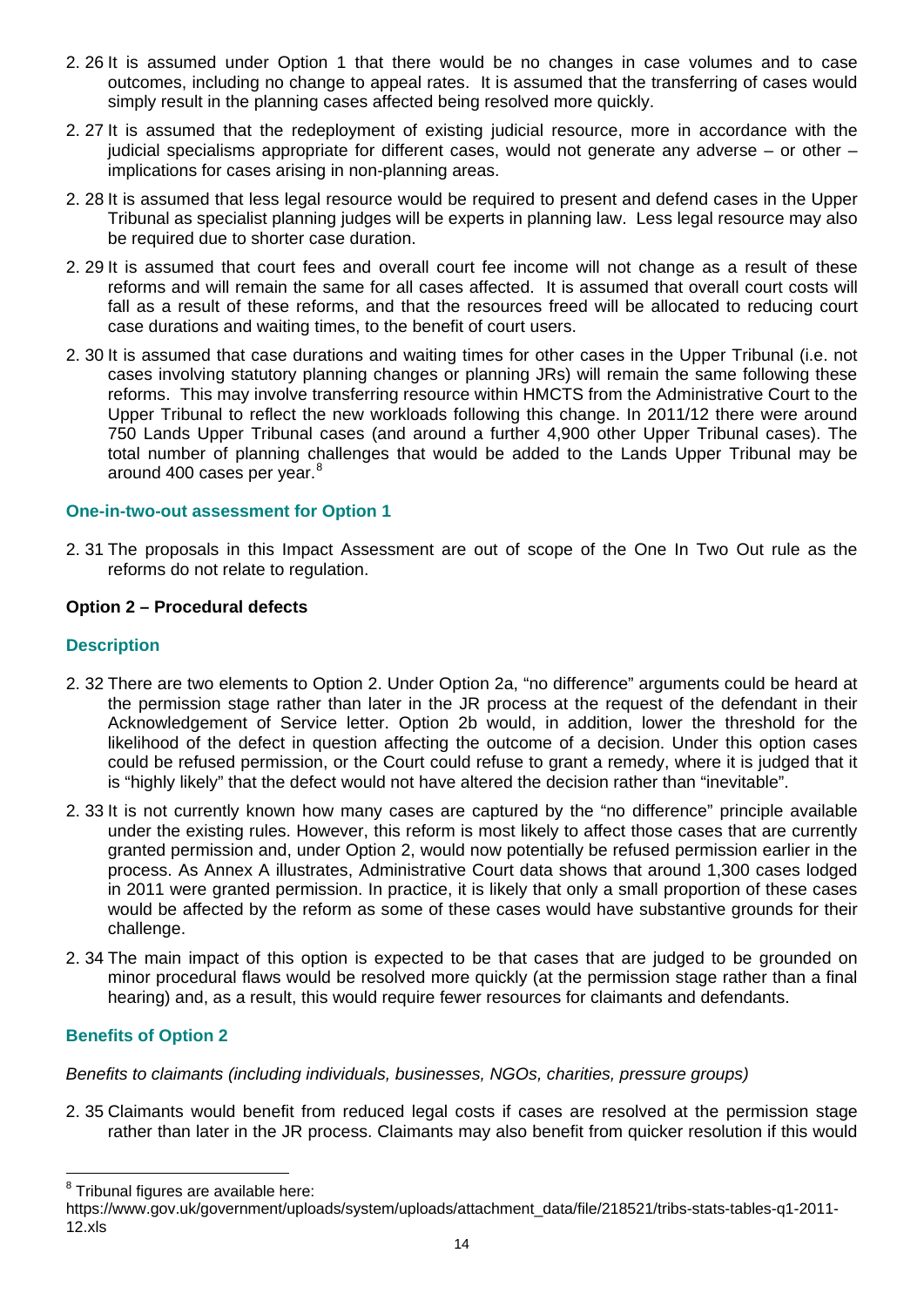2.26 It is assumed under Option 1 that there would be no changes in case volumes and to case outcomes, including no change to appeal rates. It is assumed that the transferring of cases would simply result in the planning cases affected being resolved more quickly.

2.27 It is assumed that the redeployment of existing judicial resource, more in accordance with the judicial specialisms appropriate for different cases, would not generate any adverse – or other – implications for cases arising in non-planning areas.

2.28 It is assumed that less legal resource would be required to present and defend cases in the Upper Tribunal as specialist planning judges will be experts in planning law. Less legal resource may also be required due to shorter case duration.

2.29 It is assumed that court fees and overall court fee income will not change as a result of these reforms and will remain the same for all cases affected. It is assumed that overall court costs will fall as a result of these reforms, and that the resources freed will be allocated to reducing court case durations and waiting times, to the benefit of court users.

2.30 It is assumed that case durations and waiting times for other cases in the Upper Tribunal (i.e. not cases involving statutory planning changes or planning JRs) will remain the same following these reforms. This may involve transferring resource within HMCTS from the Administrative Court to the Upper Tribunal to reflect the new workloads following this change. In 2011/12 there were around 750 Lands Upper Tribunal cases (and around a further 4,900 other Upper Tribunal cases). The total number of planning challenges that would be added to the Lands Upper Tribunal may be around 400 cases per year.[8]

### One-in-two-out assessment for Option 1

2.31 The proposals in this Impact Assessment are out of scope of the One In Two Out rule as the reforms do not relate to regulation.

### Option 2 – Procedural defects

### Description

2.32 There are two elements to Option 2. Under Option 2a, "no difference" arguments could be heard at the permission stage rather than later in the JR process at the request of the defendant in their Acknowledgement of Service letter. Option 2b would, in addition, lower the threshold for the likelihood of the defect in question affecting the outcome of a decision. Under this option cases could be refused permission, or the Court could refuse to grant a remedy, where it is judged that it is "highly likely" that the defect would not have altered the decision rather than "inevitable".

2.33 It is not currently known how many cases are captured by the "no difference" principle available under the existing rules. However, this reform is most likely to affect those cases that are currently granted permission and, under Option 2, would now potentially be refused permission earlier in the process. As Annex A illustrates, Administrative Court data shows that around 1,300 cases lodged in 2011 were granted permission. In practice, it is likely that only a small proportion of these cases would be affected by the reform as some of these cases would have substantive grounds for their challenge.

2.34 The main impact of this option is expected to be that cases that are judged to be grounded on minor procedural flaws would be resolved more quickly (at the permission stage rather than a final hearing) and, as a result, this would require fewer resources for claimants and defendants.

### Benefits of Option 2

*Benefits to claimants (including individuals, businesses, NGOs, charities, pressure groups)*

2.35 Claimants would benefit from reduced legal costs if cases are resolved at the permission stage rather than later in the JR process. Claimants may also benefit from quicker resolution if this would

[8] Tribunal figures are available here: https://www.gov.uk/government/uploads/system/uploads/attachment_data/file/218521/tribs-stats-tables-q1-2011-12.xls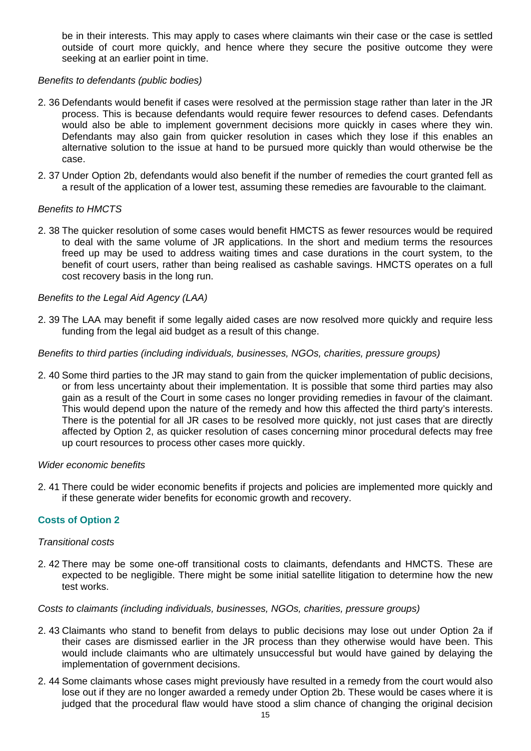be in their interests. This may apply to cases where claimants win their case or the case is settled outside of court more quickly, and hence where they secure the positive outcome they were seeking at an earlier point in time.

*Benefits to defendants (public bodies)*

2.36 Defendants would benefit if cases were resolved at the permission stage rather than later in the JR process. This is because defendants would require fewer resources to defend cases. Defendants would also be able to implement government decisions more quickly in cases where they win. Defendants may also gain from quicker resolution in cases which they lose if this enables an alternative solution to the issue at hand to be pursued more quickly than would otherwise be the case.

2.37 Under Option 2b, defendants would also benefit if the number of remedies the court granted fell as a result of the application of a lower test, assuming these remedies are favourable to the claimant.

*Benefits to HMCTS*

2.38 The quicker resolution of some cases would benefit HMCTS as fewer resources would be required to deal with the same volume of JR applications. In the short and medium terms the resources freed up may be used to address waiting times and case durations in the court system, to the benefit of court users, rather than being realised as cashable savings. HMCTS operates on a full cost recovery basis in the long run.

*Benefits to the Legal Aid Agency (LAA)*

2.39 The LAA may benefit if some legally aided cases are now resolved more quickly and require less funding from the legal aid budget as a result of this change.

*Benefits to third parties (including individuals, businesses, NGOs, charities, pressure groups)*

2.40 Some third parties to the JR may stand to gain from the quicker implementation of public decisions, or from less uncertainty about their implementation. It is possible that some third parties may also gain as a result of the Court in some cases no longer providing remedies in favour of the claimant. This would depend upon the nature of the remedy and how this affected the third party's interests. There is the potential for all JR cases to be resolved more quickly, not just cases that are directly affected by Option 2, as quicker resolution of cases concerning minor procedural defects may free up court resources to process other cases more quickly.

*Wider economic benefits*

2.41 There could be wider economic benefits if projects and policies are implemented more quickly and if these generate wider benefits for economic growth and recovery.

### Costs of Option 2

*Transitional costs*

2.42 There may be some one-off transitional costs to claimants, defendants and HMCTS. These are expected to be negligible. There might be some initial satellite litigation to determine how the new test works.

*Costs to claimants (including individuals, businesses, NGOs, charities, pressure groups)*

2.43 Claimants who stand to benefit from delays to public decisions may lose out under Option 2a if their cases are dismissed earlier in the JR process than they otherwise would have been. This would include claimants who are ultimately unsuccessful but would have gained by delaying the implementation of government decisions.

2.44 Some claimants whose cases might previously have resulted in a remedy from the court would also lose out if they are no longer awarded a remedy under Option 2b. These would be cases where it is judged that the procedural flaw would have stood a slim chance of changing the original decision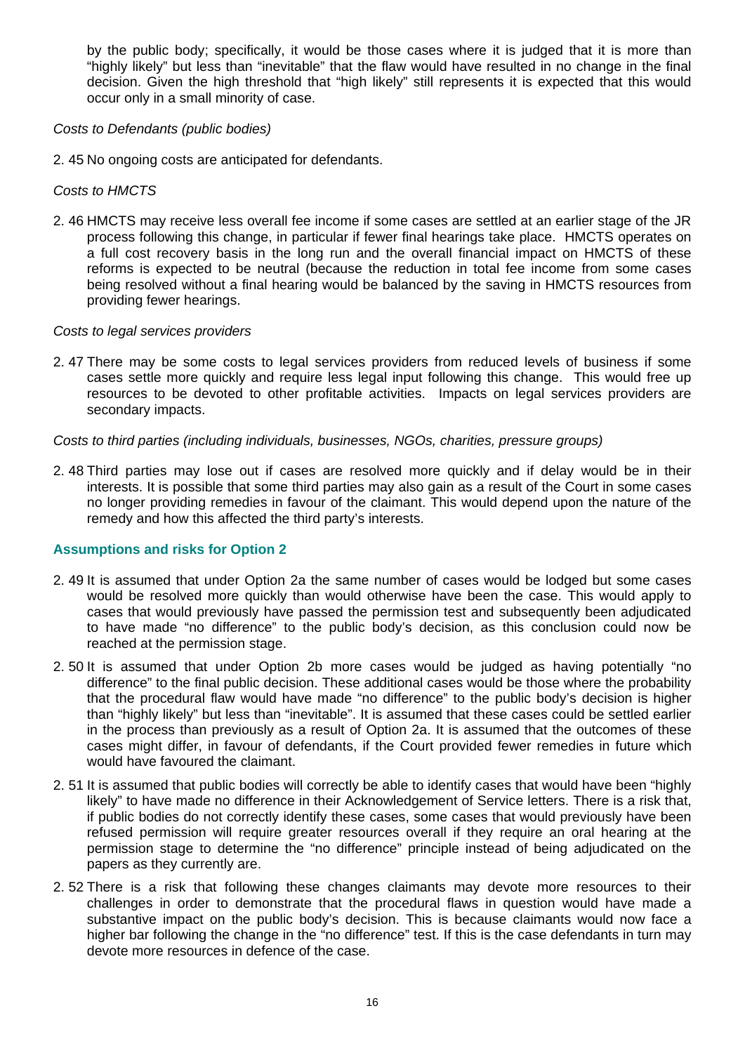by the public body; specifically, it would be those cases where it is judged that it is more than "highly likely" but less than "inevitable" that the flaw would have resulted in no change in the final decision. Given the high threshold that "high likely" still represents it is expected that this would occur only in a small minority of case.

*Costs to Defendants (public bodies)*

2. 45 No ongoing costs are anticipated for defendants.

*Costs to HMCTS*

2. 46 HMCTS may receive less overall fee income if some cases are settled at an earlier stage of the JR process following this change, in particular if fewer final hearings take place. HMCTS operates on a full cost recovery basis in the long run and the overall financial impact on HMCTS of these reforms is expected to be neutral (because the reduction in total fee income from some cases being resolved without a final hearing would be balanced by the saving in HMCTS resources from providing fewer hearings.

*Costs to legal services providers*

2. 47 There may be some costs to legal services providers from reduced levels of business if some cases settle more quickly and require less legal input following this change. This would free up resources to be devoted to other profitable activities. Impacts on legal services providers are secondary impacts.

*Costs to third parties (including individuals, businesses, NGOs, charities, pressure groups)*

2. 48 Third parties may lose out if cases are resolved more quickly and if delay would be in their interests. It is possible that some third parties may also gain as a result of the Court in some cases no longer providing remedies in favour of the claimant. This would depend upon the nature of the remedy and how this affected the third party's interests.

### Assumptions and risks for Option 2

2. 49 It is assumed that under Option 2a the same number of cases would be lodged but some cases would be resolved more quickly than would otherwise have been the case. This would apply to cases that would previously have passed the permission test and subsequently been adjudicated to have made "no difference" to the public body's decision, as this conclusion could now be reached at the permission stage.

2. 50 It is assumed that under Option 2b more cases would be judged as having potentially "no difference" to the final public decision. These additional cases would be those where the probability that the procedural flaw would have made "no difference" to the public body's decision is higher than "highly likely" but less than "inevitable". It is assumed that these cases could be settled earlier in the process than previously as a result of Option 2a. It is assumed that the outcomes of these cases might differ, in favour of defendants, if the Court provided fewer remedies in future which would have favoured the claimant.

2. 51 It is assumed that public bodies will correctly be able to identify cases that would have been "highly likely" to have made no difference in their Acknowledgement of Service letters. There is a risk that, if public bodies do not correctly identify these cases, some cases that would previously have been refused permission will require greater resources overall if they require an oral hearing at the permission stage to determine the "no difference" principle instead of being adjudicated on the papers as they currently are.

2. 52 There is a risk that following these changes claimants may devote more resources to their challenges in order to demonstrate that the procedural flaws in question would have made a substantive impact on the public body's decision. This is because claimants would now face a higher bar following the change in the "no difference" test. If this is the case defendants in turn may devote more resources in defence of the case.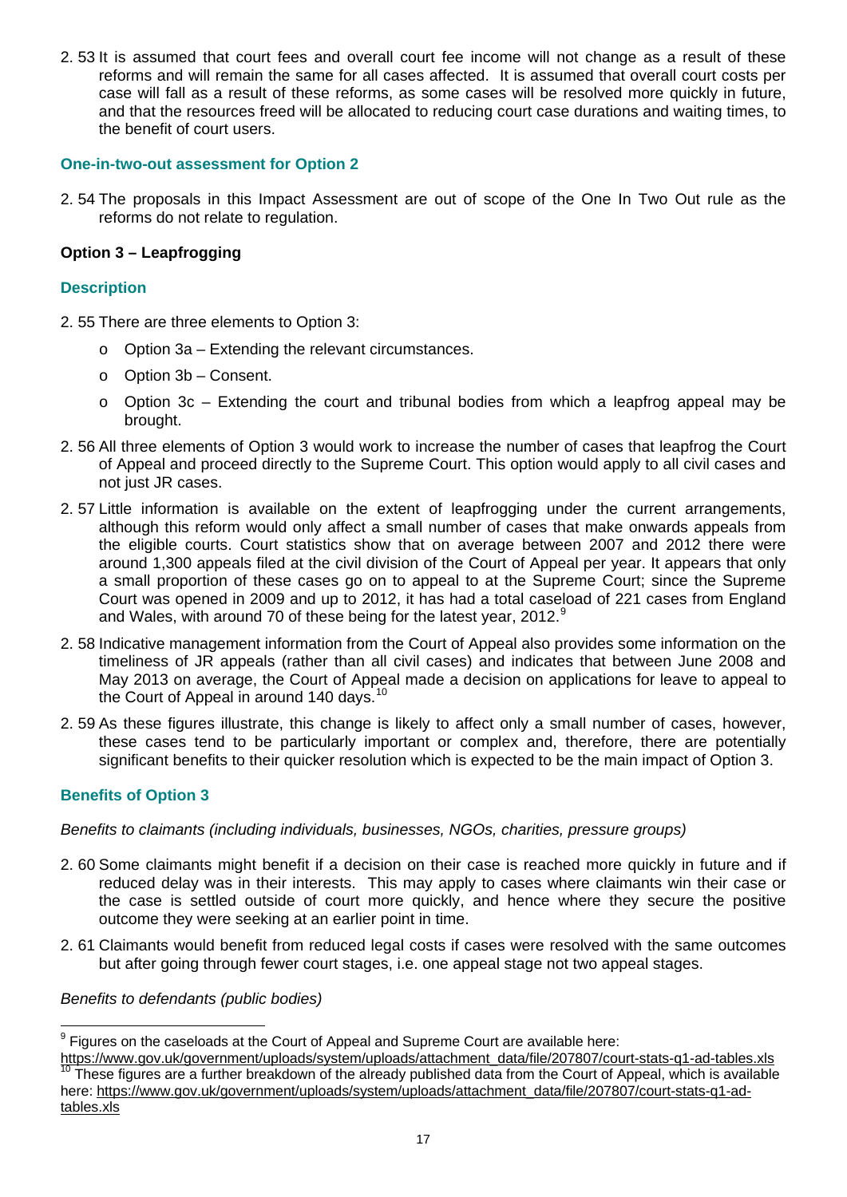2. 53 It is assumed that court fees and overall court fee income will not change as a result of these reforms and will remain the same for all cases affected. It is assumed that overall court costs per case will fall as a result of these reforms, as some cases will be resolved more quickly in future, and that the resources freed will be allocated to reducing court case durations and waiting times, to the benefit of court users.

### One-in-two-out assessment for Option 2

2. 54 The proposals in this Impact Assessment are out of scope of the One In Two Out rule as the reforms do not relate to regulation.

## Option 3 – Leapfrogging

### Description

2. 55 There are three elements to Option 3:

- o Option 3a – Extending the relevant circumstances.
- o Option 3b – Consent.
- o Option 3c – Extending the court and tribunal bodies from which a leapfrog appeal may be brought.

2. 56 All three elements of Option 3 would work to increase the number of cases that leapfrog the Court of Appeal and proceed directly to the Supreme Court. This option would apply to all civil cases and not just JR cases.

2. 57 Little information is available on the extent of leapfrogging under the current arrangements, although this reform would only affect a small number of cases that make onwards appeals from the eligible courts. Court statistics show that on average between 2007 and 2012 there were around 1,300 appeals filed at the civil division of the Court of Appeal per year. It appears that only a small proportion of these cases go on to appeal to at the Supreme Court; since the Supreme Court was opened in 2009 and up to 2012, it has had a total caseload of 221 cases from England and Wales, with around 70 of these being for the latest year, 2012.[9]

2. 58 Indicative management information from the Court of Appeal also provides some information on the timeliness of JR appeals (rather than all civil cases) and indicates that between June 2008 and May 2013 on average, the Court of Appeal made a decision on applications for leave to appeal to the Court of Appeal in around 140 days.[10]

2. 59 As these figures illustrate, this change is likely to affect only a small number of cases, however, these cases tend to be particularly important or complex and, therefore, there are potentially significant benefits to their quicker resolution which is expected to be the main impact of Option 3.

### Benefits of Option 3

*Benefits to claimants (including individuals, businesses, NGOs, charities, pressure groups)*

2. 60 Some claimants might benefit if a decision on their case is reached more quickly in future and if reduced delay was in their interests. This may apply to cases where claimants win their case or the case is settled outside of court more quickly, and hence where they secure the positive outcome they were seeking at an earlier point in time.

2. 61 Claimants would benefit from reduced legal costs if cases were resolved with the same outcomes but after going through fewer court stages, i.e. one appeal stage not two appeal stages.

*Benefits to defendants (public bodies)*

---

[9] Figures on the caseloads at the Court of Appeal and Supreme Court are available here: https://www.gov.uk/government/uploads/system/uploads/attachment_data/file/207807/court-stats-q1-ad-tables.xls

[10] These figures are a further breakdown of the already published data from the Court of Appeal, which is available here: https://www.gov.uk/government/uploads/system/uploads/attachment_data/file/207807/court-stats-q1-ad-tables.xls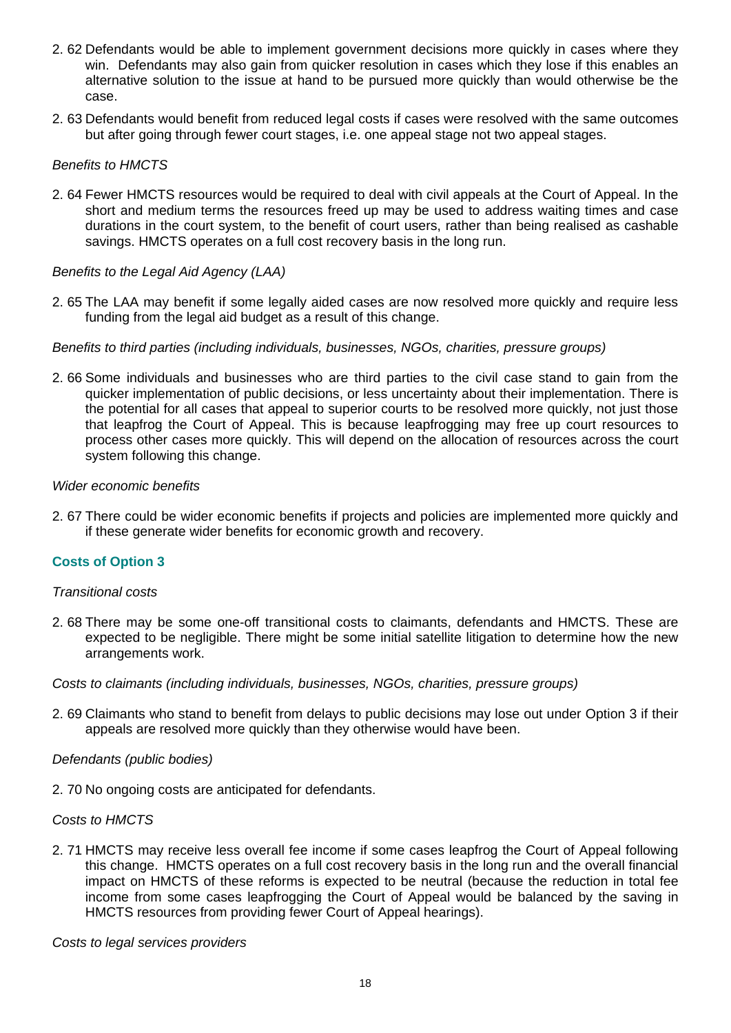2. 62 Defendants would be able to implement government decisions more quickly in cases where they win. Defendants may also gain from quicker resolution in cases which they lose if this enables an alternative solution to the issue at hand to be pursued more quickly than would otherwise be the case.

2. 63 Defendants would benefit from reduced legal costs if cases were resolved with the same outcomes but after going through fewer court stages, i.e. one appeal stage not two appeal stages.

*Benefits to HMCTS*

2. 64 Fewer HMCTS resources would be required to deal with civil appeals at the Court of Appeal. In the short and medium terms the resources freed up may be used to address waiting times and case durations in the court system, to the benefit of court users, rather than being realised as cashable savings. HMCTS operates on a full cost recovery basis in the long run.

*Benefits to the Legal Aid Agency (LAA)*

2. 65 The LAA may benefit if some legally aided cases are now resolved more quickly and require less funding from the legal aid budget as a result of this change.

*Benefits to third parties (including individuals, businesses, NGOs, charities, pressure groups)*

2. 66 Some individuals and businesses who are third parties to the civil case stand to gain from the quicker implementation of public decisions, or less uncertainty about their implementation. There is the potential for all cases that appeal to superior courts to be resolved more quickly, not just those that leapfrog the Court of Appeal. This is because leapfrogging may free up court resources to process other cases more quickly. This will depend on the allocation of resources across the court system following this change.

*Wider economic benefits*

2. 67 There could be wider economic benefits if projects and policies are implemented more quickly and if these generate wider benefits for economic growth and recovery.

### Costs of Option 3

*Transitional costs*

2. 68 There may be some one-off transitional costs to claimants, defendants and HMCTS. These are expected to be negligible. There might be some initial satellite litigation to determine how the new arrangements work.

*Costs to claimants (including individuals, businesses, NGOs, charities, pressure groups)*

2. 69 Claimants who stand to benefit from delays to public decisions may lose out under Option 3 if their appeals are resolved more quickly than they otherwise would have been.

*Defendants (public bodies)*

2. 70 No ongoing costs are anticipated for defendants.

*Costs to HMCTS*

2. 71 HMCTS may receive less overall fee income if some cases leapfrog the Court of Appeal following this change. HMCTS operates on a full cost recovery basis in the long run and the overall financial impact on HMCTS of these reforms is expected to be neutral (because the reduction in total fee income from some cases leapfrogging the Court of Appeal would be balanced by the saving in HMCTS resources from providing fewer Court of Appeal hearings).

*Costs to legal services providers*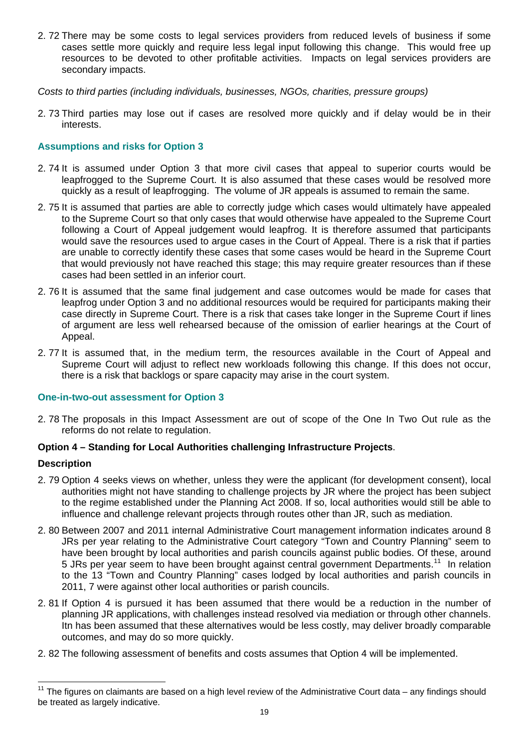2. 72 There may be some costs to legal services providers from reduced levels of business if some cases settle more quickly and require less legal input following this change. This would free up resources to be devoted to other profitable activities. Impacts on legal services providers are secondary impacts.

*Costs to third parties (including individuals, businesses, NGOs, charities, pressure groups)*

2. 73 Third parties may lose out if cases are resolved more quickly and if delay would be in their interests.

### Assumptions and risks for Option 3

2. 74 It is assumed under Option 3 that more civil cases that appeal to superior courts would be leapfrogged to the Supreme Court. It is also assumed that these cases would be resolved more quickly as a result of leapfrogging. The volume of JR appeals is assumed to remain the same.

2. 75 It is assumed that parties are able to correctly judge which cases would ultimately have appealed to the Supreme Court so that only cases that would otherwise have appealed to the Supreme Court following a Court of Appeal judgement would leapfrog. It is therefore assumed that participants would save the resources used to argue cases in the Court of Appeal. There is a risk that if parties are unable to correctly identify these cases that some cases would be heard in the Supreme Court that would previously not have reached this stage; this may require greater resources than if these cases had been settled in an inferior court.

2. 76 It is assumed that the same final judgement and case outcomes would be made for cases that leapfrog under Option 3 and no additional resources would be required for participants making their case directly in Supreme Court. There is a risk that cases take longer in the Supreme Court if lines of argument are less well rehearsed because of the omission of earlier hearings at the Court of Appeal.

2. 77 It is assumed that, in the medium term, the resources available in the Court of Appeal and Supreme Court will adjust to reflect new workloads following this change. If this does not occur, there is a risk that backlogs or spare capacity may arise in the court system.

### One-in-two-out assessment for Option 3

2. 78 The proposals in this Impact Assessment are out of scope of the One In Two Out rule as the reforms do not relate to regulation.

**Option 4 – Standing for Local Authorities challenging Infrastructure Projects**.

**Description**

2. 79 Option 4 seeks views on whether, unless they were the applicant (for development consent), local authorities might not have standing to challenge projects by JR where the project has been subject to the regime established under the Planning Act 2008. If so, local authorities would still be able to influence and challenge relevant projects through routes other than JR, such as mediation.

2. 80 Between 2007 and 2011 internal Administrative Court management information indicates around 8 JRs per year relating to the Administrative Court category "Town and Country Planning" seem to have been brought by local authorities and parish councils against public bodies. Of these, around 5 JRs per year seem to have been brought against central government Departments.[11] In relation to the 13 "Town and Country Planning" cases lodged by local authorities and parish councils in 2011, 7 were against other local authorities or parish councils.

2. 81 If Option 4 is pursued it has been assumed that there would be a reduction in the number of planning JR applications, with challenges instead resolved via mediation or through other channels. Itn has been assumed that these alternatives would be less costly, may deliver broadly comparable outcomes, and may do so more quickly.

2. 82 The following assessment of benefits and costs assumes that Option 4 will be implemented.

---

[11] The figures on claimants are based on a high level review of the Administrative Court data – any findings should be treated as largely indicative.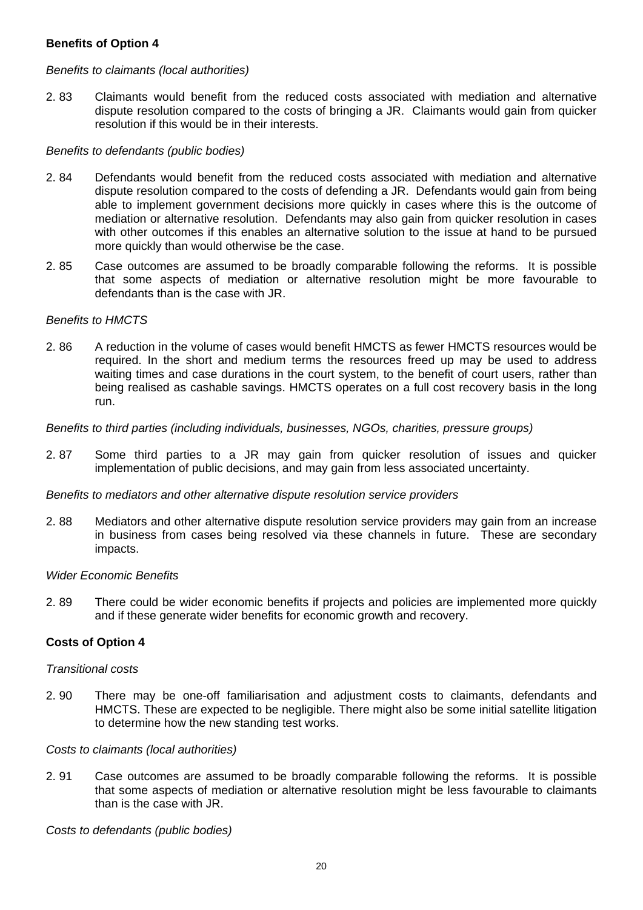**Benefits of Option 4**

*Benefits to claimants (local authorities)*

2. 83 Claimants would benefit from the reduced costs associated with mediation and alternative dispute resolution compared to the costs of bringing a JR. Claimants would gain from quicker resolution if this would be in their interests.

*Benefits to defendants (public bodies)*

2. 84 Defendants would benefit from the reduced costs associated with mediation and alternative dispute resolution compared to the costs of defending a JR. Defendants would gain from being able to implement government decisions more quickly in cases where this is the outcome of mediation or alternative resolution. Defendants may also gain from quicker resolution in cases with other outcomes if this enables an alternative solution to the issue at hand to be pursued more quickly than would otherwise be the case.

2. 85 Case outcomes are assumed to be broadly comparable following the reforms. It is possible that some aspects of mediation or alternative resolution might be more favourable to defendants than is the case with JR.

*Benefits to HMCTS*

2. 86 A reduction in the volume of cases would benefit HMCTS as fewer HMCTS resources would be required. In the short and medium terms the resources freed up may be used to address waiting times and case durations in the court system, to the benefit of court users, rather than being realised as cashable savings. HMCTS operates on a full cost recovery basis in the long run.

*Benefits to third parties (including individuals, businesses, NGOs, charities, pressure groups)*

2. 87 Some third parties to a JR may gain from quicker resolution of issues and quicker implementation of public decisions, and may gain from less associated uncertainty.

*Benefits to mediators and other alternative dispute resolution service providers*

2. 88 Mediators and other alternative dispute resolution service providers may gain from an increase in business from cases being resolved via these channels in future. These are secondary impacts.

*Wider Economic Benefits*

2. 89 There could be wider economic benefits if projects and policies are implemented more quickly and if these generate wider benefits for economic growth and recovery.

**Costs of Option 4**

*Transitional costs*

2. 90 There may be one-off familiarisation and adjustment costs to claimants, defendants and HMCTS. These are expected to be negligible. There might also be some initial satellite litigation to determine how the new standing test works.

*Costs to claimants (local authorities)*

2. 91 Case outcomes are assumed to be broadly comparable following the reforms. It is possible that some aspects of mediation or alternative resolution might be less favourable to claimants than is the case with JR.

*Costs to defendants (public bodies)*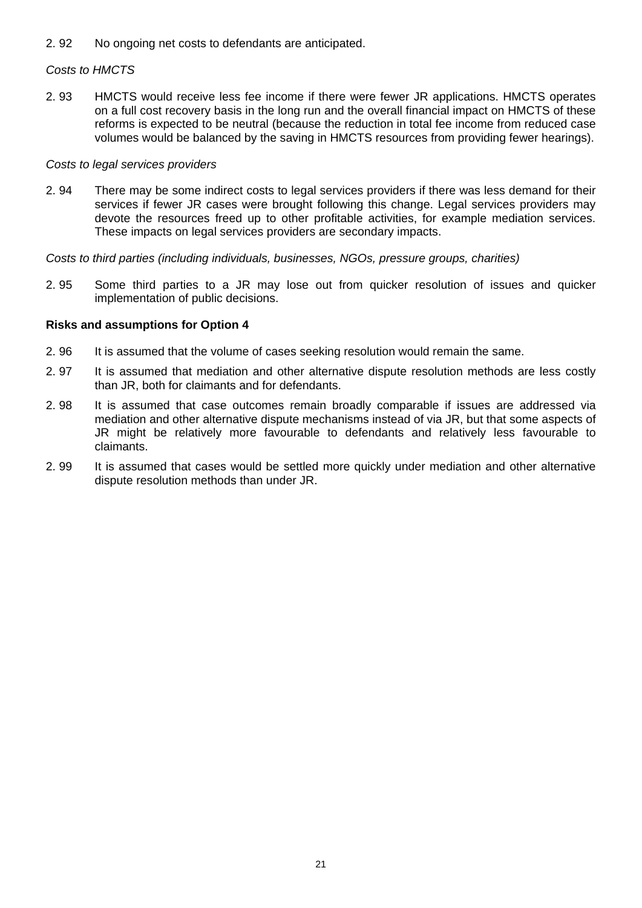2. 92 No ongoing net costs to defendants are anticipated.

*Costs to HMCTS*

2. 93 HMCTS would receive less fee income if there were fewer JR applications. HMCTS operates on a full cost recovery basis in the long run and the overall financial impact on HMCTS of these reforms is expected to be neutral (because the reduction in total fee income from reduced case volumes would be balanced by the saving in HMCTS resources from providing fewer hearings).

*Costs to legal services providers*

2. 94 There may be some indirect costs to legal services providers if there was less demand for their services if fewer JR cases were brought following this change. Legal services providers may devote the resources freed up to other profitable activities, for example mediation services. These impacts on legal services providers are secondary impacts.

*Costs to third parties (including individuals, businesses, NGOs, pressure groups, charities)*

2. 95 Some third parties to a JR may lose out from quicker resolution of issues and quicker implementation of public decisions.

**Risks and assumptions for Option 4**

2. 96 It is assumed that the volume of cases seeking resolution would remain the same.

2. 97 It is assumed that mediation and other alternative dispute resolution methods are less costly than JR, both for claimants and for defendants.

2. 98 It is assumed that case outcomes remain broadly comparable if issues are addressed via mediation and other alternative dispute mechanisms instead of via JR, but that some aspects of JR might be relatively more favourable to defendants and relatively less favourable to claimants.

2. 99 It is assumed that cases would be settled more quickly under mediation and other alternative dispute resolution methods than under JR.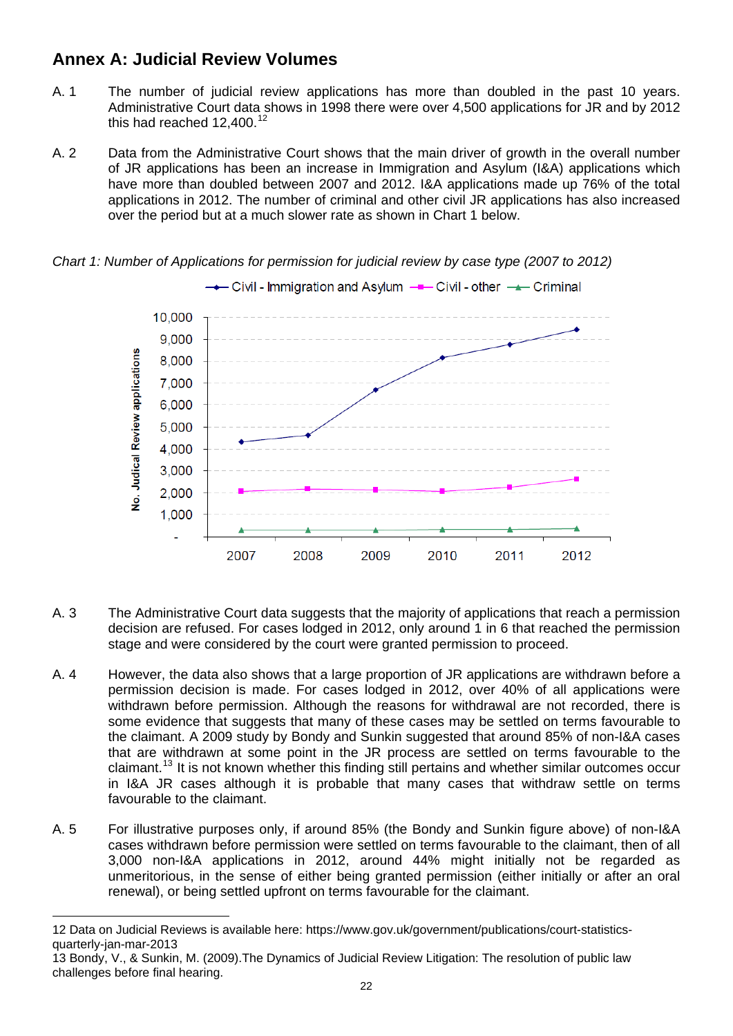## Annex A: Judicial Review Volumes

A. 1 The number of judicial review applications has more than doubled in the past 10 years. Administrative Court data shows in 1998 there were over 4,500 applications for JR and by 2012 this had reached 12,400.[12]

A. 2 Data from the Administrative Court shows that the main driver of growth in the overall number of JR applications has been an increase in Immigration and Asylum (I&A) applications which have more than doubled between 2007 and 2012. I&A applications made up 76% of the total applications in 2012. The number of criminal and other civil JR applications has also increased over the period but at a much slower rate as shown in Chart 1 below.

*Chart 1: Number of Applications for permission for judicial review by case type (2007 to 2012)*

A. 3 The Administrative Court data suggests that the majority of applications that reach a permission decision are refused. For cases lodged in 2012, only around 1 in 6 that reached the permission stage and were considered by the court were granted permission to proceed.

A. 4 However, the data also shows that a large proportion of JR applications are withdrawn before a permission decision is made. For cases lodged in 2012, over 40% of all applications were withdrawn before permission. Although the reasons for withdrawal are not recorded, there is some evidence that suggests that many of these cases may be settled on terms favourable to the claimant. A 2009 study by Bondy and Sunkin suggested that around 85% of non-I&A cases that are withdrawn at some point in the JR process are settled on terms favourable to the claimant.[13] It is not known whether this finding still pertains and whether similar outcomes occur in I&A JR cases although it is probable that many cases that withdraw settle on terms favourable to the claimant.

A. 5 For illustrative purposes only, if around 85% (the Bondy and Sunkin figure above) of non-I&A cases withdrawn before permission were settled on terms favourable to the claimant, then of all 3,000 non-I&A applications in 2012, around 44% might initially not be regarded as unmeritorious, in the sense of either being granted permission (either initially or after an oral renewal), or being settled upfront on terms favourable for the claimant.

---

12 Data on Judicial Reviews is available here: https://www.gov.uk/government/publications/court-statistics-quarterly-jan-mar-2013

13 Bondy, V., & Sunkin, M. (2009).The Dynamics of Judicial Review Litigation: The resolution of public law challenges before final hearing.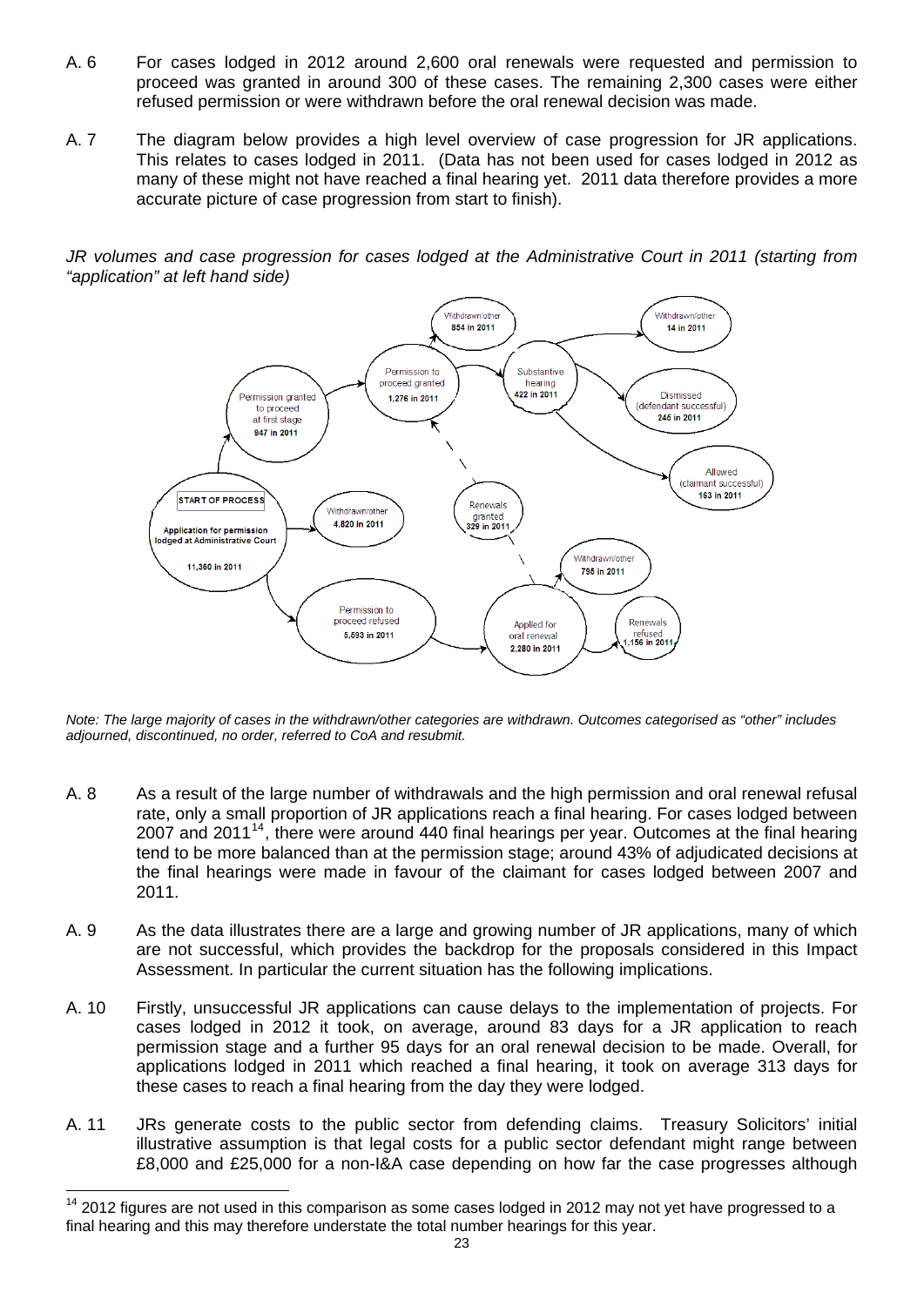A. 6 For cases lodged in 2012 around 2,600 oral renewals were requested and permission to proceed was granted in around 300 of these cases. The remaining 2,300 cases were either refused permission or were withdrawn before the oral renewal decision was made.

A. 7 The diagram below provides a high level overview of case progression for JR applications. This relates to cases lodged in 2011. (Data has not been used for cases lodged in 2012 as many of these might not have reached a final hearing yet. 2011 data therefore provides a more accurate picture of case progression from start to finish).

*JR volumes and case progression for cases lodged at the Administrative Court in 2011 (starting from "application" at left hand side)*

START OF PROCESS

Application for permission lodged at Administrative Court — 11,360 in 2011

Permission granted to proceed at first stage — 947 in 2011

Withdrawn/other — 4,820 in 2011

Permission to proceed refused — 5,693 in 2011

Applied for oral renewal — 2,280 in 2011

Withdrawn/other — 795 in 2011

Renewals refused — 1,156 in 2011

Renewals granted — 329 in 2011

Permission to proceed granted — 1,276 in 2011

Withdrawn/other — 854 in 2011

Substantive hearing — 422 in 2011

Withdrawn/other — 14 in 2011

Dismissed (defendant successful) — 245 in 2011

Allowed (claimant successful) — 163 in 2011

*Note: The large majority of cases in the withdrawn/other categories are withdrawn. Outcomes categorised as "other" includes adjourned, discontinued, no order, referred to CoA and resubmit.*

A. 8 As a result of the large number of withdrawals and the high permission and oral renewal refusal rate, only a small proportion of JR applications reach a final hearing. For cases lodged between 2007 and 2011[14], there were around 440 final hearings per year. Outcomes at the final hearing tend to be more balanced than at the permission stage; around 43% of adjudicated decisions at the final hearings were made in favour of the claimant for cases lodged between 2007 and 2011.

A. 9 As the data illustrates there are a large and growing number of JR applications, many of which are not successful, which provides the backdrop for the proposals considered in this Impact Assessment. In particular the current situation has the following implications.

A. 10 Firstly, unsuccessful JR applications can cause delays to the implementation of projects. For cases lodged in 2012 it took, on average, around 83 days for a JR application to reach permission stage and a further 95 days for an oral renewal decision to be made. Overall, for applications lodged in 2011 which reached a final hearing, it took on average 313 days for these cases to reach a final hearing from the day they were lodged.

A. 11 JRs generate costs to the public sector from defending claims. Treasury Solicitors' initial illustrative assumption is that legal costs for a public sector defendant might range between £8,000 and £25,000 for a non-I&A case depending on how far the case progresses although

[14] 2012 figures are not used in this comparison as some cases lodged in 2012 may not yet have progressed to a final hearing and this may therefore understate the total number hearings for this year.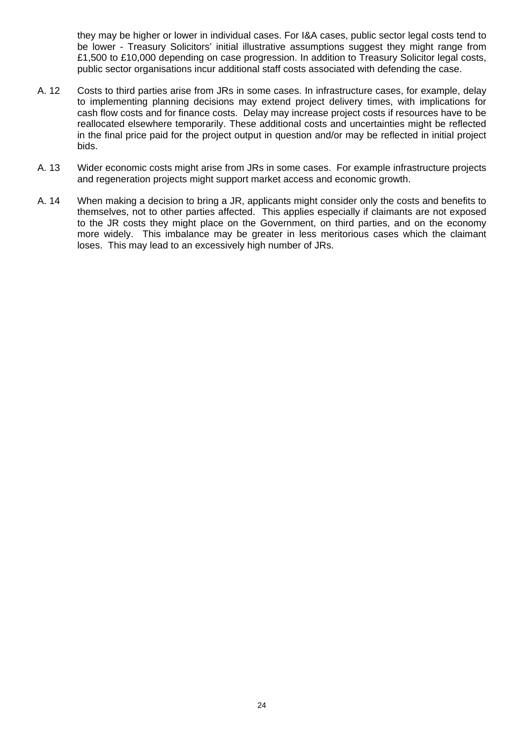they may be higher or lower in individual cases. For I&A cases, public sector legal costs tend to be lower - Treasury Solicitors' initial illustrative assumptions suggest they might range from £1,500 to £10,000 depending on case progression. In addition to Treasury Solicitor legal costs, public sector organisations incur additional staff costs associated with defending the case.

A. 12 Costs to third parties arise from JRs in some cases. In infrastructure cases, for example, delay to implementing planning decisions may extend project delivery times, with implications for cash flow costs and for finance costs. Delay may increase project costs if resources have to be reallocated elsewhere temporarily. These additional costs and uncertainties might be reflected in the final price paid for the project output in question and/or may be reflected in initial project bids.

A. 13 Wider economic costs might arise from JRs in some cases. For example infrastructure projects and regeneration projects might support market access and economic growth.

A. 14 When making a decision to bring a JR, applicants might consider only the costs and benefits to themselves, not to other parties affected. This applies especially if claimants are not exposed to the JR costs they might place on the Government, on third parties, and on the economy more widely. This imbalance may be greater in less meritorious cases which the claimant loses. This may lead to an excessively high number of JRs.